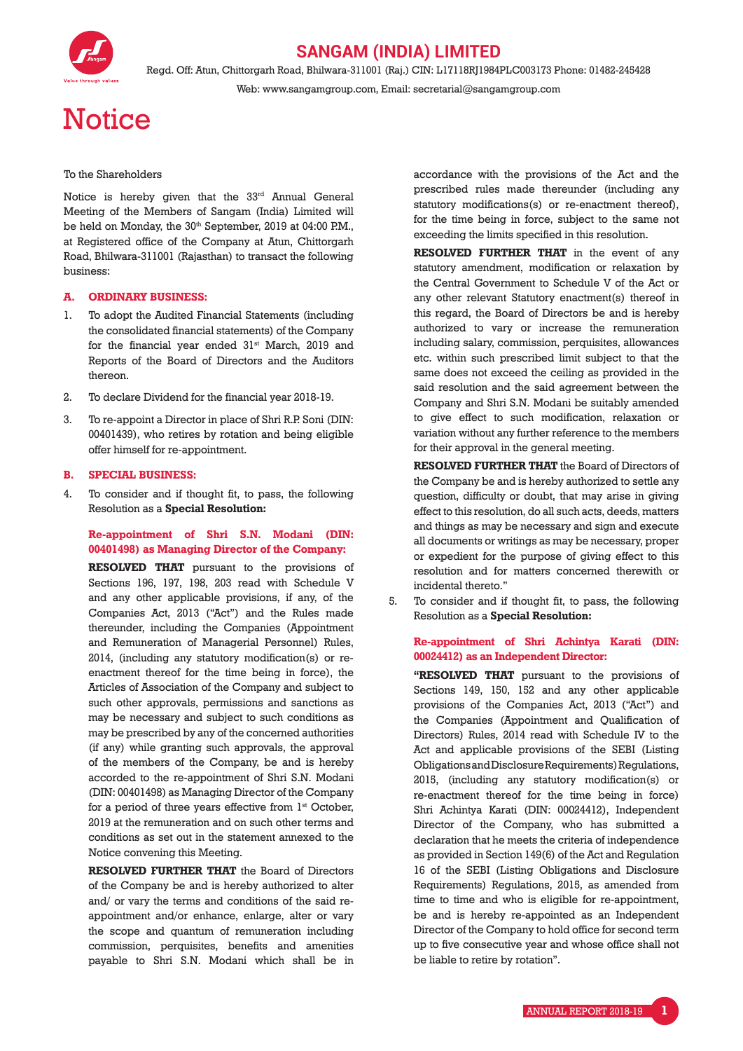# SANGAM (INDIA) LIMITED

Regd. Off: Atun, Chittorgarh Road, Bhilwara-311001 (Raj.) CIN: L17118RJ1984PLC003173 Phone: 01482-245428

Web: www.sangamgroup.com, Email: secretarial@sangamgroup.com

# Notice

To the Shareholders

Notice is hereby given that the 33rd Annual General Meeting of the Members of Sangam (India) Limited will be held on Monday, the 30th September, 2019 at 04:00 P.M., at Registered office of the Company at Atun, Chittorgarh Road, Bhilwara-311001 (Rajasthan) to transact the following business:

## A. ORDINARY BUSINESS:

1. To adopt the Audited Financial Statements (including the consolidated financial statements) of the Company for the financial year ended 31st March, 2019 and Reports of the Board of Directors and the Auditors thereon.

2. To declare Dividend for the financial year 2018-19.

3. To re-appoint a Director in place of Shri R.P. Soni (DIN: 00401439), who retires by rotation and being eligible offer himself for re-appointment.

## B. SPECIAL BUSINESS:

4. To consider and if thought fit, to pass, the following Resolution as a **Special Resolution:**

**Re-appointment of Shri S.N. Modani (DIN: 00401498) as Managing Director of the Company:**

**RESOLVED THAT** pursuant to the provisions of Sections 196, 197, 198, 203 read with Schedule V and any other applicable provisions, if any, of the Companies Act, 2013 ("Act") and the Rules made thereunder, including the Companies (Appointment and Remuneration of Managerial Personnel) Rules, 2014, (including any statutory modification(s) or re-enactment thereof for the time being in force), the Articles of Association of the Company and subject to such other approvals, permissions and sanctions as may be necessary and subject to such conditions as may be prescribed by any of the concerned authorities (if any) while granting such approvals, the approval of the members of the Company, be and is hereby accorded to the re-appointment of Shri S.N. Modani (DIN: 00401498) as Managing Director of the Company for a period of three years effective from 1st October, 2019 at the remuneration and on such other terms and conditions as set out in the statement annexed to the Notice convening this Meeting.

**RESOLVED FURTHER THAT** the Board of Directors of the Company be and is hereby authorized to alter and/ or vary the terms and conditions of the said re-appointment and/or enhance, enlarge, alter or vary the scope and quantum of remuneration including commission, perquisites, benefits and amenities payable to Shri S.N. Modani which shall be in accordance with the provisions of the Act and the prescribed rules made thereunder (including any statutory modifications(s) or re-enactment thereof), for the time being in force, subject to the same not exceeding the limits specified in this resolution.

**RESOLVED FURTHER THAT** in the event of any statutory amendment, modification or relaxation by the Central Government to Schedule V of the Act or any other relevant Statutory enactment(s) thereof in this regard, the Board of Directors be and is hereby authorized to vary or increase the remuneration including salary, commission, perquisites, allowances etc. within such prescribed limit subject to that the same does not exceed the ceiling as provided in the said resolution and the said agreement between the Company and Shri S.N. Modani be suitably amended to give effect to such modification, relaxation or variation without any further reference to the members for their approval in the general meeting.

**RESOLVED FURTHER THAT** the Board of Directors of the Company be and is hereby authorized to settle any question, difficulty or doubt, that may arise in giving effect to this resolution, do all such acts, deeds, matters and things as may be necessary and sign and execute all documents or writings as may be necessary, proper or expedient for the purpose of giving effect to this resolution and for matters concerned therewith or incidental thereto."

5. To consider and if thought fit, to pass, the following Resolution as a **Special Resolution:**

**Re-appointment of Shri Achintya Karati (DIN: 00024412) as an Independent Director:**

**"RESOLVED THAT** pursuant to the provisions of Sections 149, 150, 152 and any other applicable provisions of the Companies Act, 2013 ("Act") and the Companies (Appointment and Qualification of Directors) Rules, 2014 read with Schedule IV to the Act and applicable provisions of the SEBI (Listing Obligations and Disclosure Requirements) Regulations, 2015, (including any statutory modification(s) or re-enactment thereof for the time being in force) Shri Achintya Karati (DIN: 00024412), Independent Director of the Company, who has submitted a declaration that he meets the criteria of independence as provided in Section 149(6) of the Act and Regulation 16 of the SEBI (Listing Obligations and Disclosure Requirements) Regulations, 2015, as amended from time to time and who is eligible for re-appointment, be and is hereby re-appointed as an Independent Director of the Company to hold office for second term up to five consecutive year and whose office shall not be liable to retire by rotation".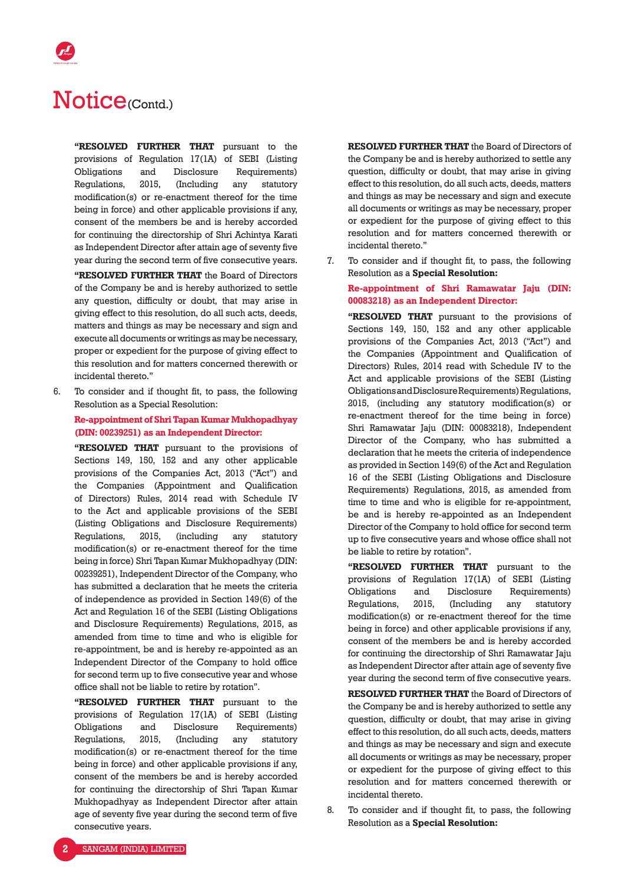# Notice (Contd.)

**"RESOLVED FURTHER THAT** pursuant to the provisions of Regulation 17(1A) of SEBI (Listing Obligations and Disclosure Requirements) Regulations, 2015, (Including any statutory modification(s) or re-enactment thereof for the time being in force) and other applicable provisions if any, consent of the members be and is hereby accorded for continuing the directorship of Shri Achintya Karati as Independent Director after attain age of seventy five year during the second term of five consecutive years.

**"RESOLVED FURTHER THAT** the Board of Directors of the Company be and is hereby authorized to settle any question, difficulty or doubt, that may arise in giving effect to this resolution, do all such acts, deeds, matters and things as may be necessary and sign and execute all documents or writings as may be necessary, proper or expedient for the purpose of giving effect to this resolution and for matters concerned therewith or incidental thereto."

6. To consider and if thought fit, to pass, the following Resolution as a Special Resolution:

**Re-appointment of Shri Tapan Kumar Mukhopadhyay (DIN: 00239251) as an Independent Director:**

**"RESOLVED THAT** pursuant to the provisions of Sections 149, 150, 152 and any other applicable provisions of the Companies Act, 2013 ("Act") and the Companies (Appointment and Qualification of Directors) Rules, 2014 read with Schedule IV to the Act and applicable provisions of the SEBI (Listing Obligations and Disclosure Requirements) Regulations, 2015, (including any statutory modification(s) or re-enactment thereof for the time being in force) Shri Tapan Kumar Mukhopadhyay (DIN: 00239251), Independent Director of the Company, who has submitted a declaration that he meets the criteria of independence as provided in Section 149(6) of the Act and Regulation 16 of the SEBI (Listing Obligations and Disclosure Requirements) Regulations, 2015, as amended from time to time and who is eligible for re-appointment, be and is hereby re-appointed as an Independent Director of the Company to hold office for second term up to five consecutive year and whose office shall not be liable to retire by rotation".

**"RESOLVED FURTHER THAT** pursuant to the provisions of Regulation 17(1A) of SEBI (Listing Obligations and Disclosure Requirements) Regulations, 2015, (Including any statutory modification(s) or re-enactment thereof for the time being in force) and other applicable provisions if any, consent of the members be and is hereby accorded for continuing the directorship of Shri Tapan Kumar Mukhopadhyay as Independent Director after attain age of seventy five year during the second term of five consecutive years.

**RESOLVED FURTHER THAT** the Board of Directors of the Company be and is hereby authorized to settle any question, difficulty or doubt, that may arise in giving effect to this resolution, do all such acts, deeds, matters and things as may be necessary and sign and execute all documents or writings as may be necessary, proper or expedient for the purpose of giving effect to this resolution and for matters concerned therewith or incidental thereto."

7. To consider and if thought fit, to pass, the following Resolution as a **Special Resolution:**

**Re-appointment of Shri Ramawatar Jaju (DIN: 00083218) as an Independent Director:**

**"RESOLVED THAT** pursuant to the provisions of Sections 149, 150, 152 and any other applicable provisions of the Companies Act, 2013 ("Act") and the Companies (Appointment and Qualification of Directors) Rules, 2014 read with Schedule IV to the Act and applicable provisions of the SEBI (Listing Obligations and Disclosure Requirements) Regulations, 2015, (including any statutory modification(s) or re-enactment thereof for the time being in force) Shri Ramawatar Jaju (DIN: 00083218), Independent Director of the Company, who has submitted a declaration that he meets the criteria of independence as provided in Section 149(6) of the Act and Regulation 16 of the SEBI (Listing Obligations and Disclosure Requirements) Regulations, 2015, as amended from time to time and who is eligible for re-appointment, be and is hereby re-appointed as an Independent Director of the Company to hold office for second term up to five consecutive years and whose office shall not be liable to retire by rotation".

**"RESOLVED FURTHER THAT** pursuant to the provisions of Regulation 17(1A) of SEBI (Listing Obligations and Disclosure Requirements) Regulations, 2015, (Including any statutory modification(s) or re-enactment thereof for the time being in force) and other applicable provisions if any, consent of the members be and is hereby accorded for continuing the directorship of Shri Ramawatar Jaju as Independent Director after attain age of seventy five year during the second term of five consecutive years.

**RESOLVED FURTHER THAT** the Board of Directors of the Company be and is hereby authorized to settle any question, difficulty or doubt, that may arise in giving effect to this resolution, do all such acts, deeds, matters and things as may be necessary and sign and execute all documents or writings as may be necessary, proper or expedient for the purpose of giving effect to this resolution and for matters concerned therewith or incidental thereto.

8. To consider and if thought fit, to pass, the following Resolution as a **Special Resolution:**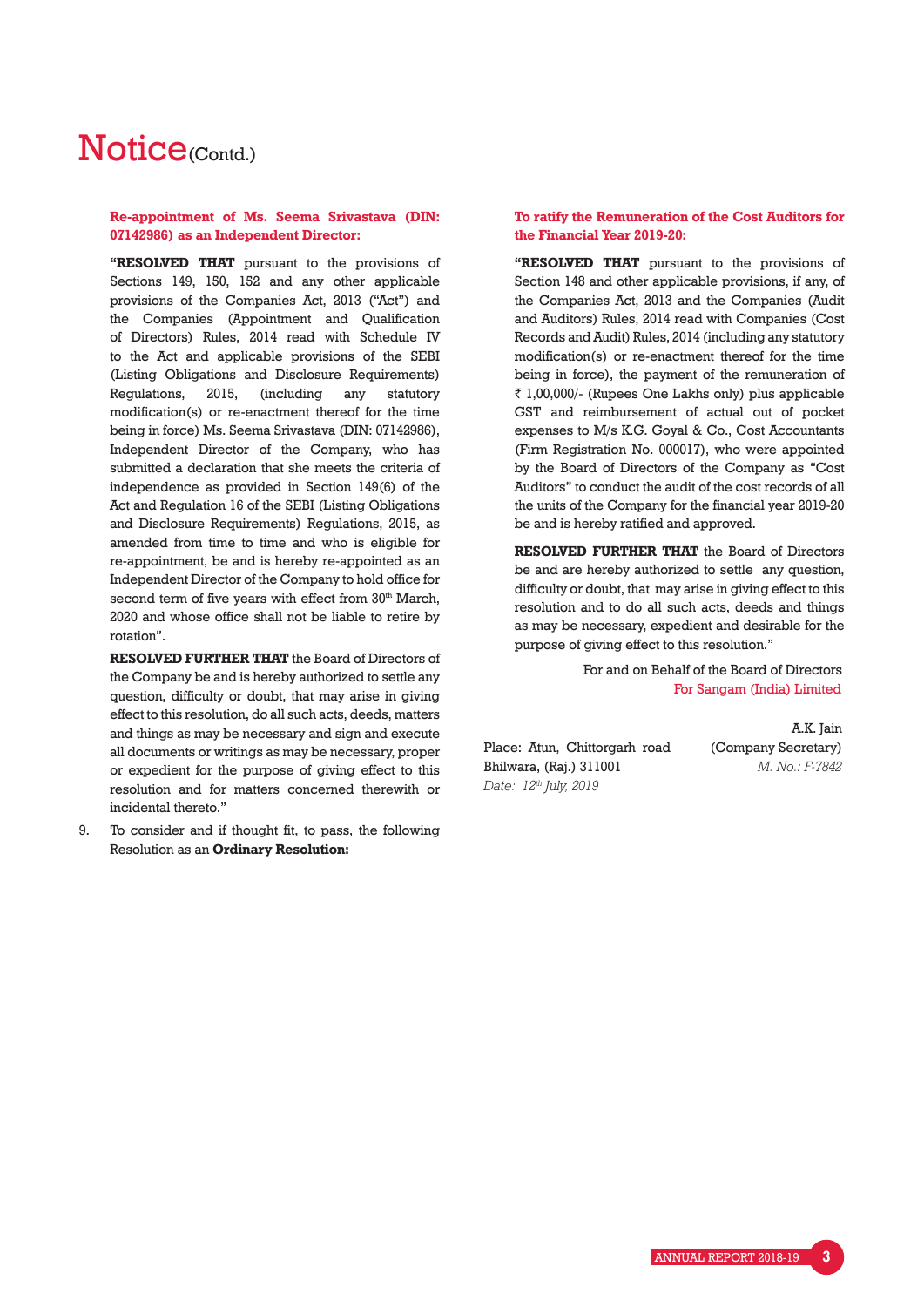# Notice (Contd.)

**Re-appointment of Ms. Seema Srivastava (DIN: 07142986) as an Independent Director:**

**"RESOLVED THAT** pursuant to the provisions of Sections 149, 150, 152 and any other applicable provisions of the Companies Act, 2013 ("Act") and the Companies (Appointment and Qualification of Directors) Rules, 2014 read with Schedule IV to the Act and applicable provisions of the SEBI (Listing Obligations and Disclosure Requirements) Regulations, 2015, (including any statutory modification(s) or re-enactment thereof for the time being in force) Ms. Seema Srivastava (DIN: 07142986), Independent Director of the Company, who has submitted a declaration that she meets the criteria of independence as provided in Section 149(6) of the Act and Regulation 16 of the SEBI (Listing Obligations and Disclosure Requirements) Regulations, 2015, as amended from time to time and who is eligible for re-appointment, be and is hereby re-appointed as an Independent Director of the Company to hold office for second term of five years with effect from 30th March, 2020 and whose office shall not be liable to retire by rotation".

**RESOLVED FURTHER THAT** the Board of Directors of the Company be and is hereby authorized to settle any question, difficulty or doubt, that may arise in giving effect to this resolution, do all such acts, deeds, matters and things as may be necessary and sign and execute all documents or writings as may be necessary, proper or expedient for the purpose of giving effect to this resolution and for matters concerned therewith or incidental thereto."

9. To consider and if thought fit, to pass, the following Resolution as an **Ordinary Resolution:**

**To ratify the Remuneration of the Cost Auditors for the Financial Year 2019-20:**

**"RESOLVED THAT** pursuant to the provisions of Section 148 and other applicable provisions, if any, of the Companies Act, 2013 and the Companies (Audit and Auditors) Rules, 2014 read with Companies (Cost Records and Audit) Rules, 2014 (including any statutory modification(s) or re-enactment thereof for the time being in force), the payment of the remuneration of ₹ 1,00,000/- (Rupees One Lakhs only) plus applicable GST and reimbursement of actual out of pocket expenses to M/s K.G. Goyal & Co., Cost Accountants (Firm Registration No. 000017), who were appointed by the Board of Directors of the Company as "Cost Auditors" to conduct the audit of the cost records of all the units of the Company for the financial year 2019-20 be and is hereby ratified and approved.

**RESOLVED FURTHER THAT** the Board of Directors be and are hereby authorized to settle any question, difficulty or doubt, that may arise in giving effect to this resolution and to do all such acts, deeds and things as may be necessary, expedient and desirable for the purpose of giving effect to this resolution."

For and on Behalf of the Board of Directors
For Sangam (India) Limited

A.K. Jain
(Company Secretary)
*M. No.: F-7842*

Place: Atun, Chittorgarh road
Bhilwara, (Raj.) 311001
*Date: 12th July, 2019*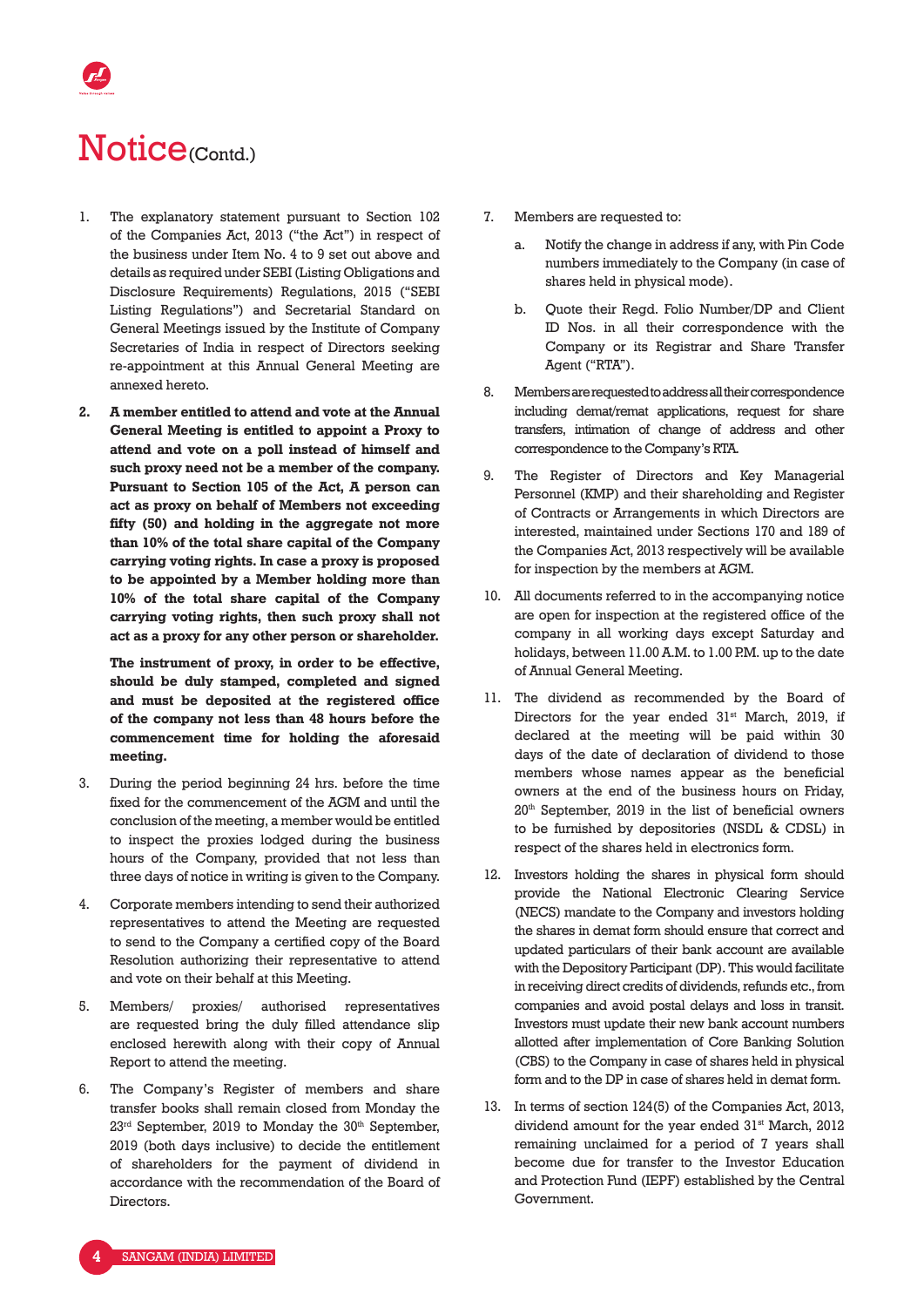# Notice (Contd.)

1. The explanatory statement pursuant to Section 102 of the Companies Act, 2013 ("the Act") in respect of the business under Item No. 4 to 9 set out above and details as required under SEBI (Listing Obligations and Disclosure Requirements) Regulations, 2015 ("SEBI Listing Regulations") and Secretarial Standard on General Meetings issued by the Institute of Company Secretaries of India in respect of Directors seeking re-appointment at this Annual General Meeting are annexed hereto.

2. **A member entitled to attend and vote at the Annual General Meeting is entitled to appoint a Proxy to attend and vote on a poll instead of himself and such proxy need not be a member of the company. Pursuant to Section 105 of the Act, A person can act as proxy on behalf of Members not exceeding fifty (50) and holding in the aggregate not more than 10% of the total share capital of the Company carrying voting rights. In case a proxy is proposed to be appointed by a Member holding more than 10% of the total share capital of the Company carrying voting rights, then such proxy shall not act as a proxy for any other person or shareholder.**

   **The instrument of proxy, in order to be effective, should be duly stamped, completed and signed and must be deposited at the registered office of the company not less than 48 hours before the commencement time for holding the aforesaid meeting.**

3. During the period beginning 24 hrs. before the time fixed for the commencement of the AGM and until the conclusion of the meeting, a member would be entitled to inspect the proxies lodged during the business hours of the Company, provided that not less than three days of notice in writing is given to the Company.

4. Corporate members intending to send their authorized representatives to attend the Meeting are requested to send to the Company a certified copy of the Board Resolution authorizing their representative to attend and vote on their behalf at this Meeting.

5. Members/ proxies/ authorised representatives are requested bring the duly filled attendance slip enclosed herewith along with their copy of Annual Report to attend the meeting.

6. The Company's Register of members and share transfer books shall remain closed from Monday the 23rd September, 2019 to Monday the 30th September, 2019 (both days inclusive) to decide the entitlement of shareholders for the payment of dividend in accordance with the recommendation of the Board of Directors.

7. Members are requested to:

   a. Notify the change in address if any, with Pin Code numbers immediately to the Company (in case of shares held in physical mode).

   b. Quote their Regd. Folio Number/DP and Client ID Nos. in all their correspondence with the Company or its Registrar and Share Transfer Agent ("RTA").

8. Members are requested to address all their correspondence including demat/remat applications, request for share transfers, intimation of change of address and other correspondence to the Company's RTA.

9. The Register of Directors and Key Managerial Personnel (KMP) and their shareholding and Register of Contracts or Arrangements in which Directors are interested, maintained under Sections 170 and 189 of the Companies Act, 2013 respectively will be available for inspection by the members at AGM.

10. All documents referred to in the accompanying notice are open for inspection at the registered office of the company in all working days except Saturday and holidays, between 11.00 A.M. to 1.00 P.M. up to the date of Annual General Meeting.

11. The dividend as recommended by the Board of Directors for the year ended 31st March, 2019, if declared at the meeting will be paid within 30 days of the date of declaration of dividend to those members whose names appear as the beneficial owners at the end of the business hours on Friday, 20th September, 2019 in the list of beneficial owners to be furnished by depositories (NSDL & CDSL) in respect of the shares held in electronics form.

12. Investors holding the shares in physical form should provide the National Electronic Clearing Service (NECS) mandate to the Company and investors holding the shares in demat form should ensure that correct and updated particulars of their bank account are available with the Depository Participant (DP). This would facilitate in receiving direct credits of dividends, refunds etc., from companies and avoid postal delays and loss in transit. Investors must update their new bank account numbers allotted after implementation of Core Banking Solution (CBS) to the Company in case of shares held in physical form and to the DP in case of shares held in demat form.

13. In terms of section 124(5) of the Companies Act, 2013, dividend amount for the year ended 31st March, 2012 remaining unclaimed for a period of 7 years shall become due for transfer to the Investor Education and Protection Fund (IEPF) established by the Central Government.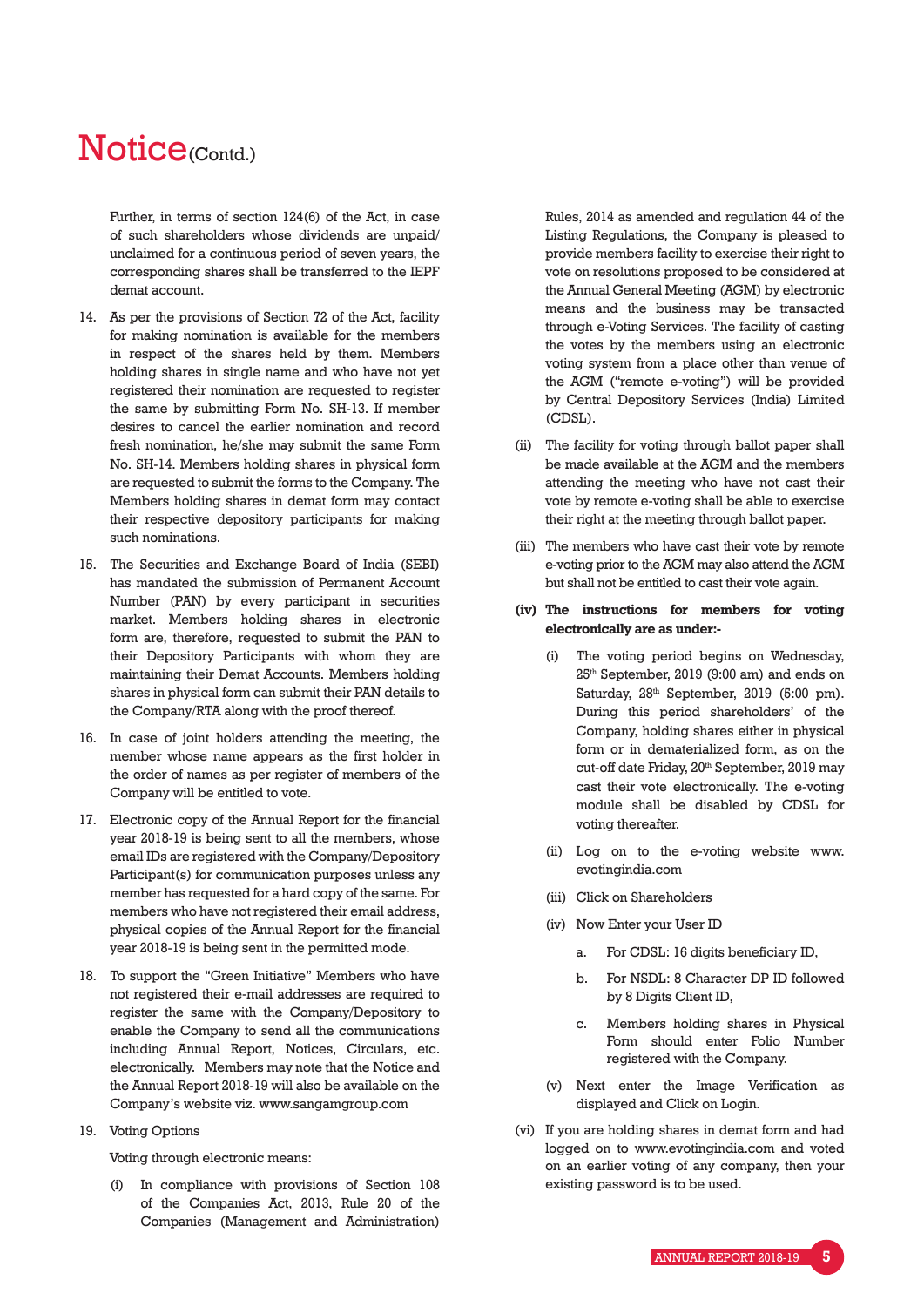# Notice (Contd.)

Further, in terms of section 124(6) of the Act, in case of such shareholders whose dividends are unpaid/ unclaimed for a continuous period of seven years, the corresponding shares shall be transferred to the IEPF demat account.

14. As per the provisions of Section 72 of the Act, facility for making nomination is available for the members in respect of the shares held by them. Members holding shares in single name and who have not yet registered their nomination are requested to register the same by submitting Form No. SH-13. If member desires to cancel the earlier nomination and record fresh nomination, he/she may submit the same Form No. SH-14. Members holding shares in physical form are requested to submit the forms to the Company. The Members holding shares in demat form may contact their respective depository participants for making such nominations.

15. The Securities and Exchange Board of India (SEBI) has mandated the submission of Permanent Account Number (PAN) by every participant in securities market. Members holding shares in electronic form are, therefore, requested to submit the PAN to their Depository Participants with whom they are maintaining their Demat Accounts. Members holding shares in physical form can submit their PAN details to the Company/RTA along with the proof thereof.

16. In case of joint holders attending the meeting, the member whose name appears as the first holder in the order of names as per register of members of the Company will be entitled to vote.

17. Electronic copy of the Annual Report for the financial year 2018-19 is being sent to all the members, whose email IDs are registered with the Company/Depository Participant(s) for communication purposes unless any member has requested for a hard copy of the same. For members who have not registered their email address, physical copies of the Annual Report for the financial year 2018-19 is being sent in the permitted mode.

18. To support the "Green Initiative" Members who have not registered their e-mail addresses are required to register the same with the Company/Depository to enable the Company to send all the communications including Annual Report, Notices, Circulars, etc. electronically. Members may note that the Notice and the Annual Report 2018-19 will also be available on the Company's website viz. www.sangamgroup.com

19. Voting Options

    Voting through electronic means:

    (i) In compliance with provisions of Section 108 of the Companies Act, 2013, Rule 20 of the Companies (Management and Administration) Rules, 2014 as amended and regulation 44 of the Listing Regulations, the Company is pleased to provide members facility to exercise their right to vote on resolutions proposed to be considered at the Annual General Meeting (AGM) by electronic means and the business may be transacted through e-Voting Services. The facility of casting the votes by the members using an electronic voting system from a place other than venue of the AGM ("remote e-voting") will be provided by Central Depository Services (India) Limited (CDSL).

    (ii) The facility for voting through ballot paper shall be made available at the AGM and the members attending the meeting who have not cast their vote by remote e-voting shall be able to exercise their right at the meeting through ballot paper.

    (iii) The members who have cast their vote by remote e-voting prior to the AGM may also attend the AGM but shall not be entitled to cast their vote again.

    **(iv) The instructions for members for voting electronically are as under:-**

    (i) The voting period begins on Wednesday, 25th September, 2019 (9:00 am) and ends on Saturday, 28th September, 2019 (5:00 pm). During this period shareholders' of the Company, holding shares either in physical form or in dematerialized form, as on the cut-off date Friday, 20th September, 2019 may cast their vote electronically. The e-voting module shall be disabled by CDSL for voting thereafter.

    (ii) Log on to the e-voting website www.evotingindia.com

    (iii) Click on Shareholders

    (iv) Now Enter your User ID

    a. For CDSL: 16 digits beneficiary ID,

    b. For NSDL: 8 Character DP ID followed by 8 Digits Client ID,

    c. Members holding shares in Physical Form should enter Folio Number registered with the Company.

    (v) Next enter the Image Verification as displayed and Click on Login.

    (vi) If you are holding shares in demat form and had logged on to www.evotingindia.com and voted on an earlier voting of any company, then your existing password is to be used.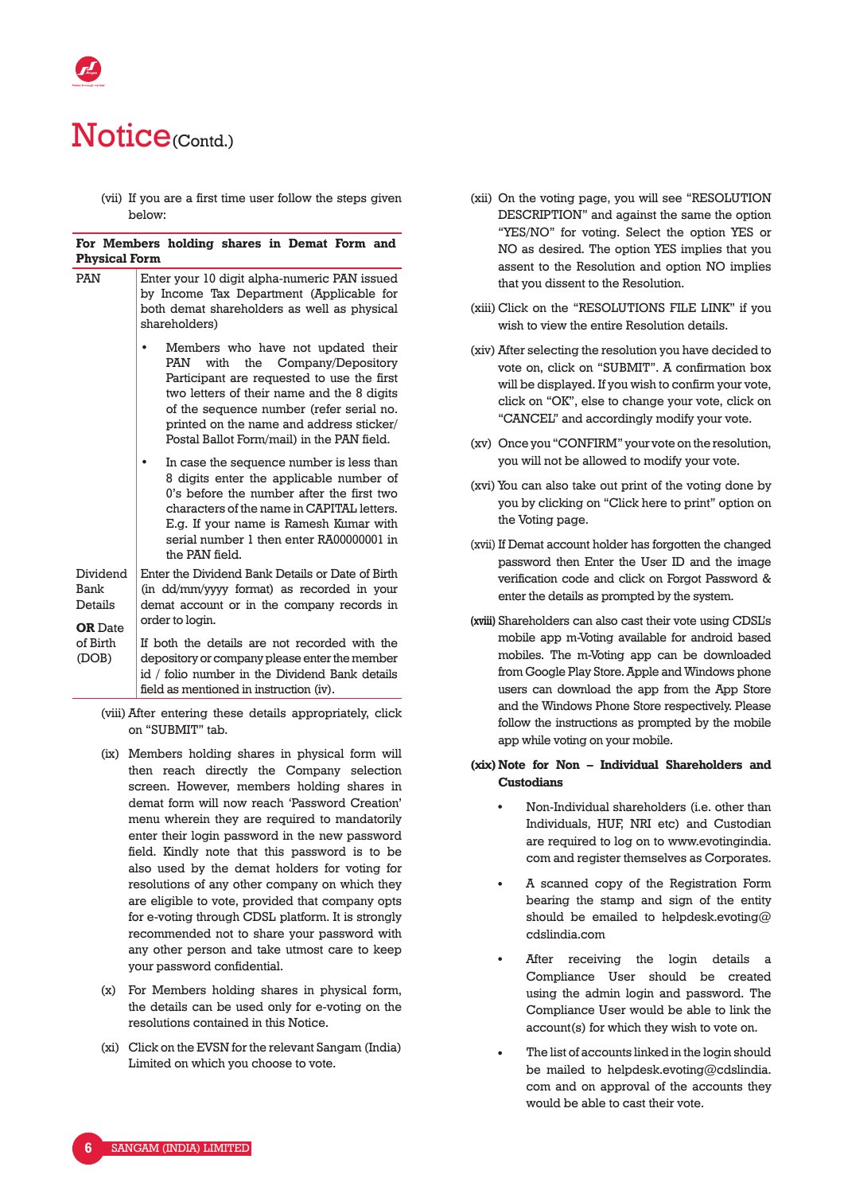# Notice (Contd.)

(vii) If you are a first time user follow the steps given below:

| For Members holding shares in Demat Form and Physical Form | |
|---|---|
| PAN | Enter your 10 digit alpha-numeric PAN issued by Income Tax Department (Applicable for both demat shareholders as well as physical shareholders)<br>• Members who have not updated their PAN with the Company/Depository Participant are requested to use the first two letters of their name and the 8 digits of the sequence number (refer serial no. printed on the name and address sticker/ Postal Ballot Form/mail) in the PAN field.<br>• In case the sequence number is less than 8 digits enter the applicable number of 0's before the number after the first two characters of the name in CAPITAL letters. E.g. If your name is Ramesh Kumar with serial number 1 then enter RA00000001 in the PAN field. |
| Dividend Bank Details **OR** Date of Birth (DOB) | Enter the Dividend Bank Details or Date of Birth (in dd/mm/yyyy format) as recorded in your demat account or in the company records in order to login.<br>If both the details are not recorded with the depository or company please enter the member id / folio number in the Dividend Bank details field as mentioned in instruction (iv). |

(viii) After entering these details appropriately, click on "SUBMIT" tab.

(ix) Members holding shares in physical form will then reach directly the Company selection screen. However, members holding shares in demat form will now reach 'Password Creation' menu wherein they are required to mandatorily enter their login password in the new password field. Kindly note that this password is to be also used by the demat holders for voting for resolutions of any other company on which they are eligible to vote, provided that company opts for e-voting through CDSL platform. It is strongly recommended not to share your password with any other person and take utmost care to keep your password confidential.

(x) For Members holding shares in physical form, the details can be used only for e-voting on the resolutions contained in this Notice.

(xi) Click on the EVSN for the relevant Sangam (India) Limited on which you choose to vote.

(xii) On the voting page, you will see "RESOLUTION DESCRIPTION" and against the same the option "YES/NO" for voting. Select the option YES or NO as desired. The option YES implies that you assent to the Resolution and option NO implies that you dissent to the Resolution.

(xiii) Click on the "RESOLUTIONS FILE LINK" if you wish to view the entire Resolution details.

(xiv) After selecting the resolution you have decided to vote on, click on "SUBMIT". A confirmation box will be displayed. If you wish to confirm your vote, click on "OK", else to change your vote, click on "CANCEL" and accordingly modify your vote.

(xv) Once you "CONFIRM" your vote on the resolution, you will not be allowed to modify your vote.

(xvi) You can also take out print of the voting done by you by clicking on "Click here to print" option on the Voting page.

(xvii) If Demat account holder has forgotten the changed password then Enter the User ID and the image verification code and click on Forgot Password & enter the details as prompted by the system.

(xviii) Shareholders can also cast their vote using CDSL's mobile app m-Voting available for android based mobiles. The m-Voting app can be downloaded from Google Play Store. Apple and Windows phone users can download the app from the App Store and the Windows Phone Store respectively. Please follow the instructions as prompted by the mobile app while voting on your mobile.

**(xix) Note for Non – Individual Shareholders and Custodians**

- Non-Individual shareholders (i.e. other than Individuals, HUF, NRI etc) and Custodian are required to log on to www.evotingindia.com and register themselves as Corporates.
- A scanned copy of the Registration Form bearing the stamp and sign of the entity should be emailed to helpdesk.evoting@cdslindia.com
- After receiving the login details a Compliance User should be created using the admin login and password. The Compliance User would be able to link the account(s) for which they wish to vote on.
- The list of accounts linked in the login should be mailed to helpdesk.evoting@cdslindia.com and on approval of the accounts they would be able to cast their vote.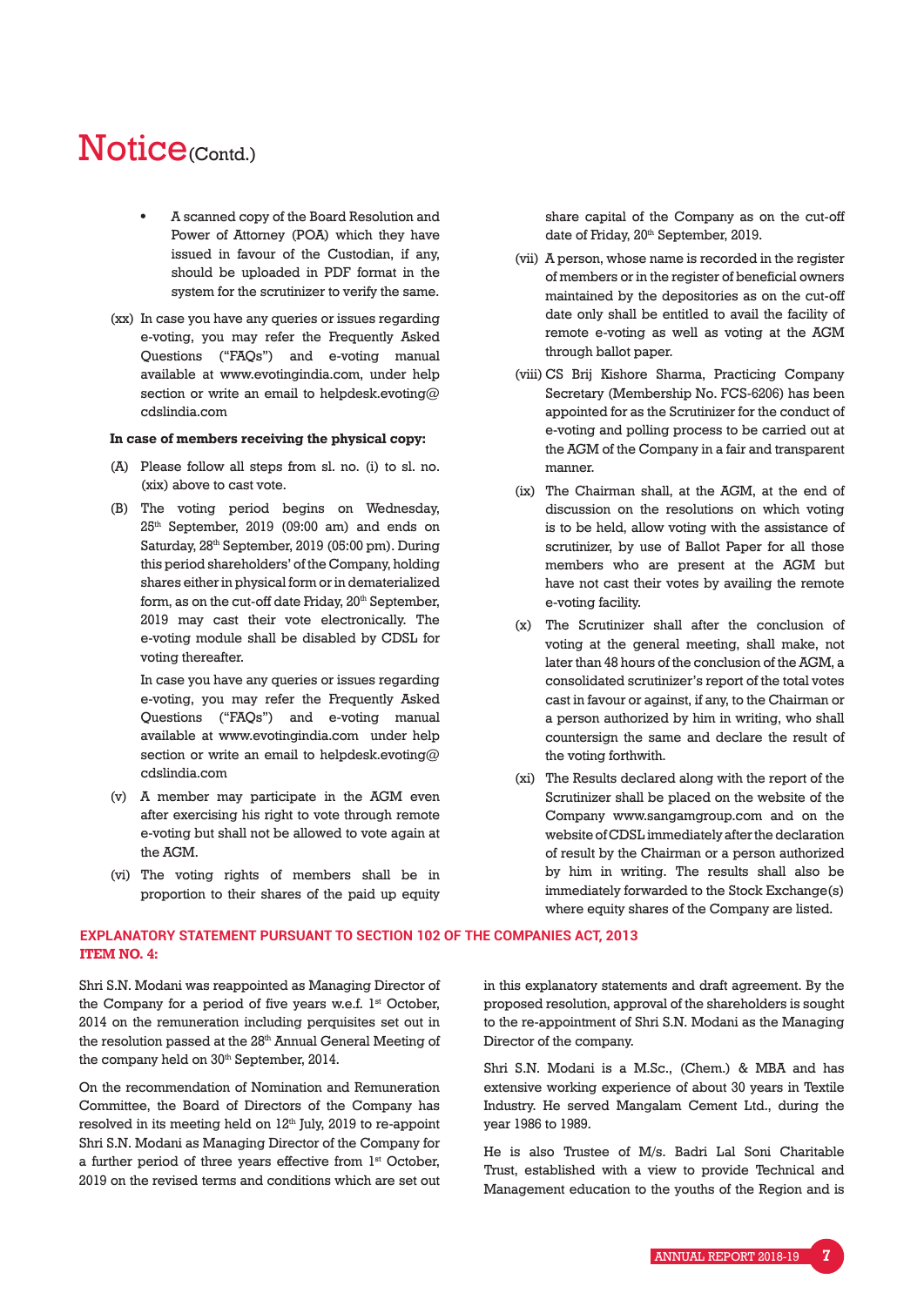# Notice (Contd.)

- A scanned copy of the Board Resolution and Power of Attorney (POA) which they have issued in favour of the Custodian, if any, should be uploaded in PDF format in the system for the scrutinizer to verify the same.

(xx) In case you have any queries or issues regarding e-voting, you may refer the Frequently Asked Questions ("FAQs") and e-voting manual available at www.evotingindia.com, under help section or write an email to helpdesk.evoting@cdslindia.com

**In case of members receiving the physical copy:**

(A) Please follow all steps from sl. no. (i) to sl. no. (xix) above to cast vote.

(B) The voting period begins on Wednesday, 25th September, 2019 (09:00 am) and ends on Saturday, 28th September, 2019 (05:00 pm). During this period shareholders' of the Company, holding shares either in physical form or in dematerialized form, as on the cut-off date Friday, 20th September, 2019 may cast their vote electronically. The e-voting module shall be disabled by CDSL for voting thereafter.

In case you have any queries or issues regarding e-voting, you may refer the Frequently Asked Questions ("FAQs") and e-voting manual available at www.evotingindia.com under help section or write an email to helpdesk.evoting@cdslindia.com

(v) A member may participate in the AGM even after exercising his right to vote through remote e-voting but shall not be allowed to vote again at the AGM.

(vi) The voting rights of members shall be in proportion to their shares of the paid up equity share capital of the Company as on the cut-off date of Friday, 20th September, 2019.

(vii) A person, whose name is recorded in the register of members or in the register of beneficial owners maintained by the depositories as on the cut-off date only shall be entitled to avail the facility of remote e-voting as well as voting at the AGM through ballot paper.

(viii) CS Brij Kishore Sharma, Practicing Company Secretary (Membership No. FCS-6206) has been appointed for as the Scrutinizer for the conduct of e-voting and polling process to be carried out at the AGM of the Company in a fair and transparent manner.

(ix) The Chairman shall, at the AGM, at the end of discussion on the resolutions on which voting is to be held, allow voting with the assistance of scrutinizer, by use of Ballot Paper for all those members who are present at the AGM but have not cast their votes by availing the remote e-voting facility.

(x) The Scrutinizer shall after the conclusion of voting at the general meeting, shall make, not later than 48 hours of the conclusion of the AGM, a consolidated scrutinizer's report of the total votes cast in favour or against, if any, to the Chairman or a person authorized by him in writing, who shall countersign the same and declare the result of the voting forthwith.

(xi) The Results declared along with the report of the Scrutinizer shall be placed on the website of the Company www.sangamgroup.com and on the website of CDSL immediately after the declaration of result by the Chairman or a person authorized by him in writing. The results shall also be immediately forwarded to the Stock Exchange(s) where equity shares of the Company are listed.

## EXPLANATORY STATEMENT PURSUANT TO SECTION 102 OF THE COMPANIES ACT, 2013

### ITEM NO. 4:

Shri S.N. Modani was reappointed as Managing Director of the Company for a period of five years w.e.f. 1st October, 2014 on the remuneration including perquisites set out in the resolution passed at the 28th Annual General Meeting of the company held on 30th September, 2014.

On the recommendation of Nomination and Remuneration Committee, the Board of Directors of the Company has resolved in its meeting held on 12th July, 2019 to re-appoint Shri S.N. Modani as Managing Director of the Company for a further period of three years effective from 1st October, 2019 on the revised terms and conditions which are set out in this explanatory statements and draft agreement. By the proposed resolution, approval of the shareholders is sought to the re-appointment of Shri S.N. Modani as the Managing Director of the company.

Shri S.N. Modani is a M.Sc., (Chem.) & MBA and has extensive working experience of about 30 years in Textile Industry. He served Mangalam Cement Ltd., during the year 1986 to 1989.

He is also Trustee of M/s. Badri Lal Soni Charitable Trust, established with a view to provide Technical and Management education to the youths of the Region and is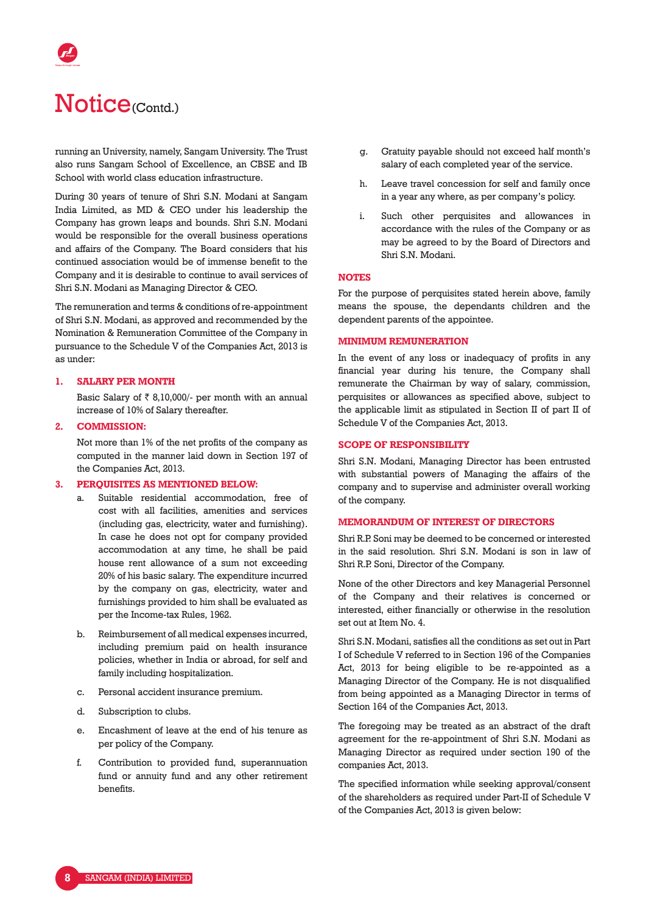# Notice(Contd.)

running an University, namely, Sangam University. The Trust also runs Sangam School of Excellence, an CBSE and IB School with world class education infrastructure.

During 30 years of tenure of Shri S.N. Modani at Sangam India Limited, as MD & CEO under his leadership the Company has grown leaps and bounds. Shri S.N. Modani would be responsible for the overall business operations and affairs of the Company. The Board considers that his continued association would be of immense benefit to the Company and it is desirable to continue to avail services of Shri S.N. Modani as Managing Director & CEO.

The remuneration and terms & conditions of re-appointment of Shri S.N. Modani, as approved and recommended by the Nomination & Remuneration Committee of the Company in pursuance to the Schedule V of the Companies Act, 2013 is as under:

1. **SALARY PER MONTH**

   Basic Salary of ₹ 8,10,000/- per month with an annual increase of 10% of Salary thereafter.

2. **COMMISSION:**

   Not more than 1% of the net profits of the company as computed in the manner laid down in Section 197 of the Companies Act, 2013.

3. **PERQUISITES AS MENTIONED BELOW:**

   a. Suitable residential accommodation, free of cost with all facilities, amenities and services (including gas, electricity, water and furnishing). In case he does not opt for company provided accommodation at any time, he shall be paid house rent allowance of a sum not exceeding 20% of his basic salary. The expenditure incurred by the company on gas, electricity, water and furnishings provided to him shall be evaluated as per the Income-tax Rules, 1962.

   b. Reimbursement of all medical expenses incurred, including premium paid on health insurance policies, whether in India or abroad, for self and family including hospitalization.

   c. Personal accident insurance premium.

   d. Subscription to clubs.

   e. Encashment of leave at the end of his tenure as per policy of the Company.

   f. Contribution to provided fund, superannuation fund or annuity fund and any other retirement benefits.

   g. Gratuity payable should not exceed half month's salary of each completed year of the service.

   h. Leave travel concession for self and family once in a year any where, as per company's policy.

   i. Such other perquisites and allowances in accordance with the rules of the Company or as may be agreed to by the Board of Directors and Shri S.N. Modani.

**NOTES**

For the purpose of perquisites stated herein above, family means the spouse, the dependants children and the dependent parents of the appointee.

**MINIMUM REMUNERATION**

In the event of any loss or inadequacy of profits in any financial year during his tenure, the Company shall remunerate the Chairman by way of salary, commission, perquisites or allowances as specified above, subject to the applicable limit as stipulated in Section II of part II of Schedule V of the Companies Act, 2013.

**SCOPE OF RESPONSIBILITY**

Shri S.N. Modani, Managing Director has been entrusted with substantial powers of Managing the affairs of the company and to supervise and administer overall working of the company.

**MEMORANDUM OF INTEREST OF DIRECTORS**

Shri R.P. Soni may be deemed to be concerned or interested in the said resolution. Shri S.N. Modani is son in law of Shri R.P. Soni, Director of the Company.

None of the other Directors and key Managerial Personnel of the Company and their relatives is concerned or interested, either financially or otherwise in the resolution set out at Item No. 4.

Shri S.N. Modani, satisfies all the conditions as set out in Part I of Schedule V referred to in Section 196 of the Companies Act, 2013 for being eligible to be re-appointed as a Managing Director of the Company. He is not disqualified from being appointed as a Managing Director in terms of Section 164 of the Companies Act, 2013.

The foregoing may be treated as an abstract of the draft agreement for the re-appointment of Shri S.N. Modani as Managing Director as required under section 190 of the companies Act, 2013.

The specified information while seeking approval/consent of the shareholders as required under Part-II of Schedule V of the Companies Act, 2013 is given below: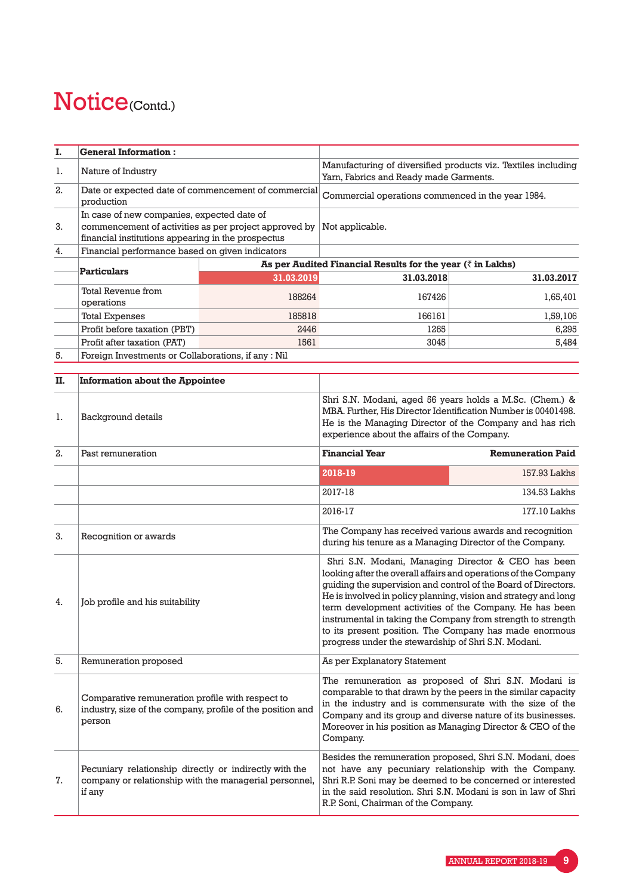# Notice (Contd.)

| I. | General Information : | | | |
|---|---|---|---|---|
| 1. | Nature of Industry | Manufacturing of diversified products viz. Textiles including Yarn, Fabrics and Ready made Garments. | | |
| 2. | Date or expected date of commencement of commercial production | Commercial operations commenced in the year 1984. | | |
| 3. | In case of new companies, expected date of commencement of activities as per project approved by financial institutions appearing in the prospectus | Not applicable. | | |
| 4. | Financial performance based on given indicators | | | |
| | Particulars | As per Audited Financial Results for the year (₹ in Lakhs) | | |
| | | 31.03.2019 | 31.03.2018 | 31.03.2017 |
| | Total Revenue from operations | 188264 | 167426 | 1,65,401 |
| | Total Expenses | 185818 | 166161 | 1,59,106 |
| | Profit before taxation (PBT) | 2446 | 1265 | 6,295 |
| | Profit after taxation (PAT) | 1561 | 3045 | 5,484 |
| 5. | Foreign Investments or Collaborations, if any : Nil | | | |

| II. | Information about the Appointee | | |
|---|---|---|---|
| 1. | Background details | Shri S.N. Modani, aged 56 years holds a M.Sc. (Chem.) & MBA. Further, His Director Identification Number is 00401498. He is the Managing Director of the Company and has rich experience about the affairs of the Company. | |
| 2. | Past remuneration | **Financial Year** | **Remuneration Paid** |
| | | 2018-19 | 157.93 Lakhs |
| | | 2017-18 | 134.53 Lakhs |
| | | 2016-17 | 177.10 Lakhs |
| 3. | Recognition or awards | The Company has received various awards and recognition during his tenure as a Managing Director of the Company. | |
| 4. | Job profile and his suitability | Shri S.N. Modani, Managing Director & CEO has been looking after the overall affairs and operations of the Company guiding the supervision and control of the Board of Directors. He is involved in policy planning, vision and strategy and long term development activities of the Company. He has been instrumental in taking the Company from strength to strength to its present position. The Company has made enormous progress under the stewardship of Shri S.N. Modani. | |
| 5. | Remuneration proposed | As per Explanatory Statement | |
| 6. | Comparative remuneration profile with respect to industry, size of the company, profile of the position and person | The remuneration as proposed of Shri S.N. Modani is comparable to that drawn by the peers in the similar capacity in the industry and is commensurate with the size of the Company and its group and diverse nature of its businesses. Moreover in his position as Managing Director & CEO of the Company. | |
| 7. | Pecuniary relationship directly or indirectly with the company or relationship with the managerial personnel, if any | Besides the remuneration proposed, Shri S.N. Modani, does not have any pecuniary relationship with the Company. Shri R.P. Soni may be deemed to be concerned or interested in the said resolution. Shri S.N. Modani is son in law of Shri R.P. Soni, Chairman of the Company. | |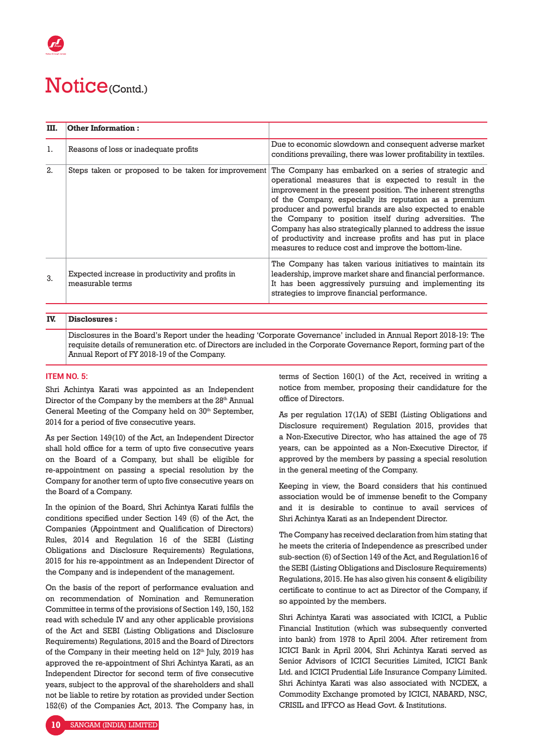# Notice (Contd.)

| III. | Other Information : | |
|---|---|---|
| 1. | Reasons of loss or inadequate profits | Due to economic slowdown and consequent adverse market conditions prevailing, there was lower profitability in textiles. |
| 2. | Steps taken or proposed to be taken for improvement | The Company has embarked on a series of strategic and operational measures that is expected to result in the improvement in the present position. The inherent strengths of the Company, especially its reputation as a premium producer and powerful brands are also expected to enable the Company to position itself during adversities. The Company has also strategically planned to address the issue of productivity and increase profits and has put in place measures to reduce cost and improve the bottom-line. |
| 3. | Expected increase in productivity and profits in measurable terms | The Company has taken various initiatives to maintain its leadership, improve market share and financial performance. It has been aggressively pursuing and implementing its strategies to improve financial performance. |

| IV. | Disclosures : |
|---|---|
| | Disclosures in the Board's Report under the heading 'Corporate Governance' included in Annual Report 2018-19: The requisite details of remuneration etc. of Directors are included in the Corporate Governance Report, forming part of the Annual Report of FY 2018-19 of the Company. |

### ITEM NO. 5:

Shri Achintya Karati was appointed as an Independent Director of the Company by the members at the 28th Annual General Meeting of the Company held on 30th September, 2014 for a period of five consecutive years.

As per Section 149(10) of the Act, an Independent Director shall hold office for a term of upto five consecutive years on the Board of a Company, but shall be eligible for re-appointment on passing a special resolution by the Company for another term of upto five consecutive years on the Board of a Company.

In the opinion of the Board, Shri Achintya Karati fulfils the conditions specified under Section 149 (6) of the Act, the Companies (Appointment and Qualification of Directors) Rules, 2014 and Regulation 16 of the SEBI (Listing Obligations and Disclosure Requirements) Regulations, 2015 for his re-appointment as an Independent Director of the Company and is independent of the management.

On the basis of the report of performance evaluation and on recommendation of Nomination and Remuneration Committee in terms of the provisions of Section 149, 150, 152 read with schedule IV and any other applicable provisions of the Act and SEBI (Listing Obligations and Disclosure Requirements) Regulations, 2015 and the Board of Directors of the Company in their meeting held on 12th July, 2019 has approved the re-appointment of Shri Achintya Karati, as an Independent Director for second term of five consecutive years, subject to the approval of the shareholders and shall not be liable to retire by rotation as provided under Section 152(6) of the Companies Act, 2013. The Company has, in terms of Section 160(1) of the Act, received in writing a notice from member, proposing their candidature for the office of Directors.

As per regulation 17(1A) of SEBI (Listing Obligations and Disclosure requirement) Regulation 2015, provides that a Non-Executive Director, who has attained the age of 75 years, can be appointed as a Non-Executive Director, if approved by the members by passing a special resolution in the general meeting of the Company.

Keeping in view, the Board considers that his continued association would be of immense benefit to the Company and it is desirable to continue to avail services of Shri Achintya Karati as an Independent Director.

The Company has received declaration from him stating that he meets the criteria of Independence as prescribed under sub-section (6) of Section 149 of the Act, and Regulation16 of the SEBI (Listing Obligations and Disclosure Requirements) Regulations, 2015. He has also given his consent & eligibility certificate to continue to act as Director of the Company, if so appointed by the members.

Shri Achintya Karati was associated with ICICI, a Public Financial Institution (which was subsequently converted into bank) from 1978 to April 2004. After retirement from ICICI Bank in April 2004, Shri Achintya Karati served as Senior Advisors of ICICI Securities Limited, ICICI Bank Ltd. and ICICI Prudential Life Insurance Company Limited. Shri Achintya Karati was also associated with NCDEX, a Commodity Exchange promoted by ICICI, NABARD, NSC, CRISIL and IFFCO as Head Govt. & Institutions.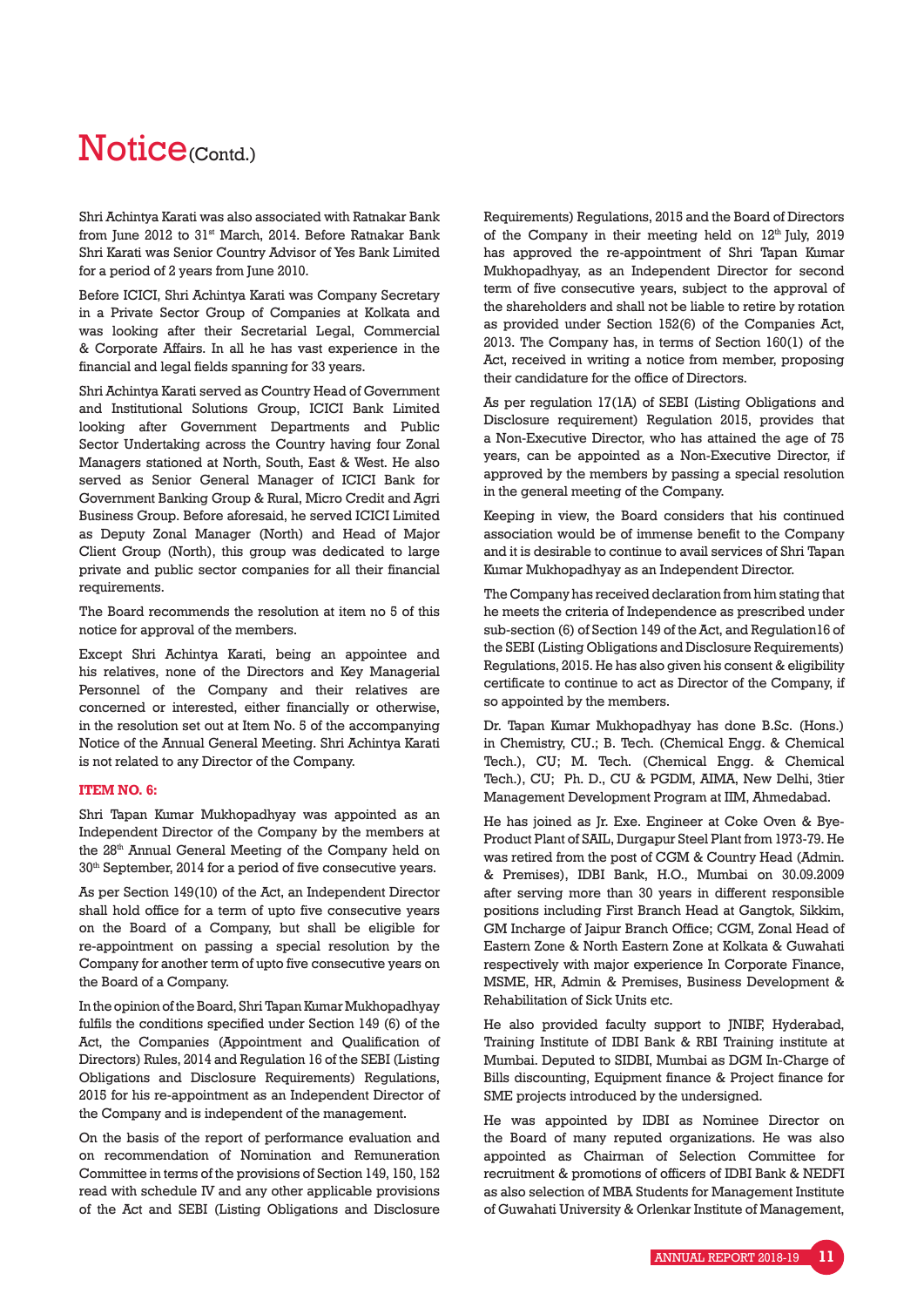# Notice (Contd.)

Shri Achintya Karati was also associated with Ratnakar Bank from June 2012 to 31st March, 2014. Before Ratnakar Bank Shri Karati was Senior Country Advisor of Yes Bank Limited for a period of 2 years from June 2010.

Before ICICI, Shri Achintya Karati was Company Secretary in a Private Sector Group of Companies at Kolkata and was looking after their Secretarial Legal, Commercial & Corporate Affairs. In all he has vast experience in the financial and legal fields spanning for 33 years.

Shri Achintya Karati served as Country Head of Government and Institutional Solutions Group, ICICI Bank Limited looking after Government Departments and Public Sector Undertaking across the Country having four Zonal Managers stationed at North, South, East & West. He also served as Senior General Manager of ICICI Bank for Government Banking Group & Rural, Micro Credit and Agri Business Group. Before aforesaid, he served ICICI Limited as Deputy Zonal Manager (North) and Head of Major Client Group (North), this group was dedicated to large private and public sector companies for all their financial requirements.

The Board recommends the resolution at item no 5 of this notice for approval of the members.

Except Shri Achintya Karati, being an appointee and his relatives, none of the Directors and Key Managerial Personnel of the Company and their relatives are concerned or interested, either financially or otherwise, in the resolution set out at Item No. 5 of the accompanying Notice of the Annual General Meeting. Shri Achintya Karati is not related to any Director of the Company.

**ITEM NO. 6:**

Shri Tapan Kumar Mukhopadhyay was appointed as an Independent Director of the Company by the members at the 28th Annual General Meeting of the Company held on 30th September, 2014 for a period of five consecutive years.

As per Section 149(10) of the Act, an Independent Director shall hold office for a term of upto five consecutive years on the Board of a Company, but shall be eligible for re-appointment on passing a special resolution by the Company for another term of upto five consecutive years on the Board of a Company.

In the opinion of the Board, Shri Tapan Kumar Mukhopadhyay fulfils the conditions specified under Section 149 (6) of the Act, the Companies (Appointment and Qualification of Directors) Rules, 2014 and Regulation 16 of the SEBI (Listing Obligations and Disclosure Requirements) Regulations, 2015 for his re-appointment as an Independent Director of the Company and is independent of the management.

On the basis of the report of performance evaluation and on recommendation of Nomination and Remuneration Committee in terms of the provisions of Section 149, 150, 152 read with schedule IV and any other applicable provisions of the Act and SEBI (Listing Obligations and Disclosure Requirements) Regulations, 2015 and the Board of Directors of the Company in their meeting held on 12th July, 2019 has approved the re-appointment of Shri Tapan Kumar Mukhopadhyay, as an Independent Director for second term of five consecutive years, subject to the approval of the shareholders and shall not be liable to retire by rotation as provided under Section 152(6) of the Companies Act, 2013. The Company has, in terms of Section 160(1) of the Act, received in writing a notice from member, proposing their candidature for the office of Directors.

As per regulation 17(1A) of SEBI (Listing Obligations and Disclosure requirement) Regulation 2015, provides that a Non-Executive Director, who has attained the age of 75 years, can be appointed as a Non-Executive Director, if approved by the members by passing a special resolution in the general meeting of the Company.

Keeping in view, the Board considers that his continued association would be of immense benefit to the Company and it is desirable to continue to avail services of Shri Tapan Kumar Mukhopadhyay as an Independent Director.

The Company has received declaration from him stating that he meets the criteria of Independence as prescribed under sub-section (6) of Section 149 of the Act, and Regulation16 of the SEBI (Listing Obligations and Disclosure Requirements) Regulations, 2015. He has also given his consent & eligibility certificate to continue to act as Director of the Company, if so appointed by the members.

Dr. Tapan Kumar Mukhopadhyay has done B.Sc. (Hons.) in Chemistry, CU.; B. Tech. (Chemical Engg. & Chemical Tech.), CU; M. Tech. (Chemical Engg. & Chemical Tech.), CU; Ph. D., CU & PGDM, AIMA, New Delhi, 3tier Management Development Program at IIM, Ahmedabad.

He has joined as Jr. Exe. Engineer at Coke Oven & Bye-Product Plant of SAIL, Durgapur Steel Plant from 1973-79. He was retired from the post of CGM & Country Head (Admin. & Premises), IDBI Bank, H.O., Mumbai on 30.09.2009 after serving more than 30 years in different responsible positions including First Branch Head at Gangtok, Sikkim, GM Incharge of Jaipur Branch Office; CGM, Zonal Head of Eastern Zone & North Eastern Zone at Kolkata & Guwahati respectively with major experience In Corporate Finance, MSME, HR, Admin & Premises, Business Development & Rehabilitation of Sick Units etc.

He also provided faculty support to JNIBF, Hyderabad, Training Institute of IDBI Bank & RBI Training institute at Mumbai. Deputed to SIDBI, Mumbai as DGM In-Charge of Bills discounting, Equipment finance & Project finance for SME projects introduced by the undersigned.

He was appointed by IDBI as Nominee Director on the Board of many reputed organizations. He was also appointed as Chairman of Selection Committee for recruitment & promotions of officers of IDBI Bank & NEDFI as also selection of MBA Students for Management Institute of Guwahati University & Orlenkar Institute of Management,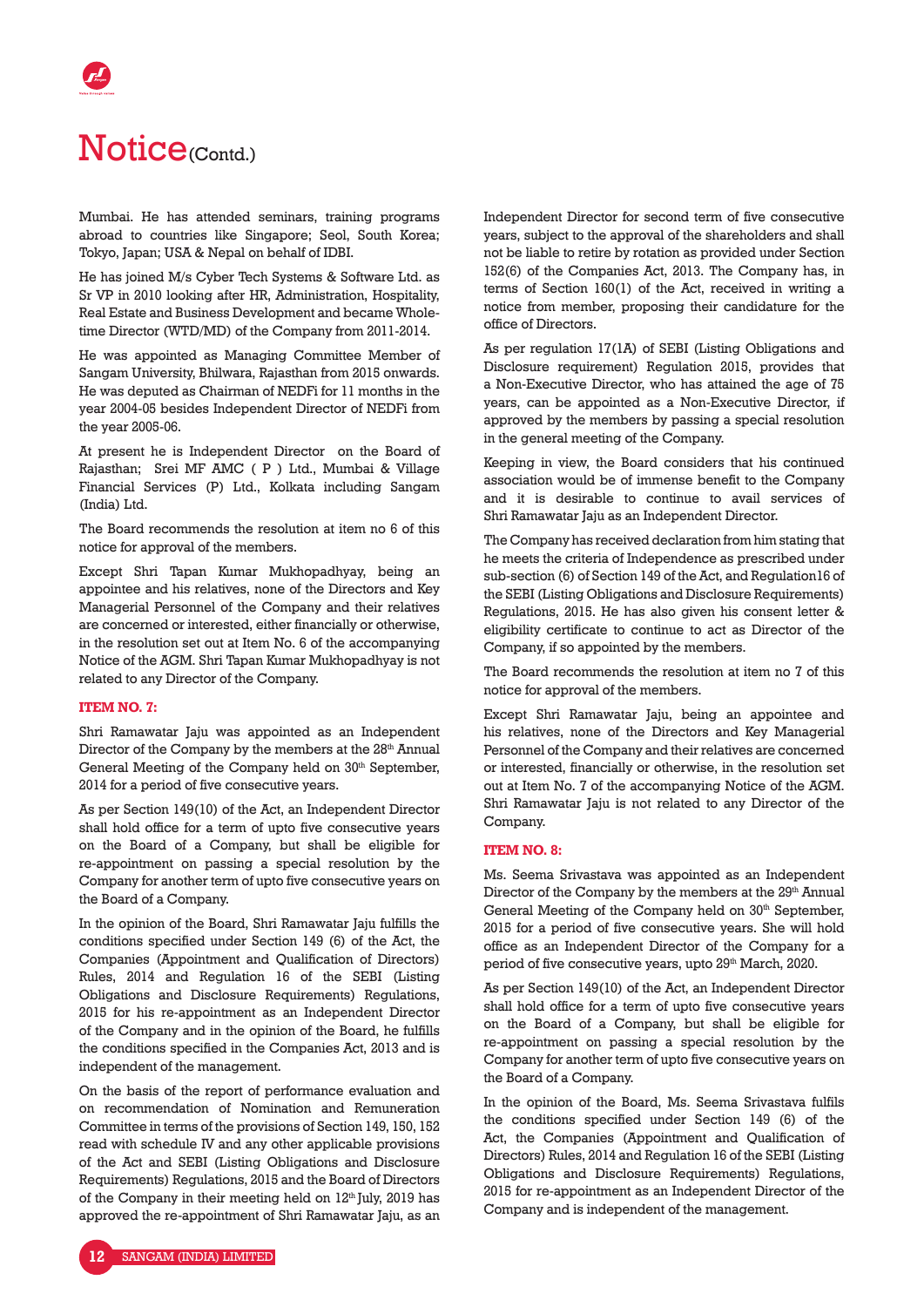# Notice (Contd.)

Mumbai. He has attended seminars, training programs abroad to countries like Singapore; Seol, South Korea; Tokyo, Japan; USA & Nepal on behalf of IDBI.

He has joined M/s Cyber Tech Systems & Software Ltd. as Sr VP in 2010 looking after HR, Administration, Hospitality, Real Estate and Business Development and became Whole-time Director (WTD/MD) of the Company from 2011-2014.

He was appointed as Managing Committee Member of Sangam University, Bhilwara, Rajasthan from 2015 onwards. He was deputed as Chairman of NEDFi for 11 months in the year 2004-05 besides Independent Director of NEDFi from the year 2005-06.

At present he is Independent Director on the Board of Rajasthan; Srei MF AMC ( P ) Ltd., Mumbai & Village Financial Services (P) Ltd., Kolkata including Sangam (India) Ltd.

The Board recommends the resolution at item no 6 of this notice for approval of the members.

Except Shri Tapan Kumar Mukhopadhyay, being an appointee and his relatives, none of the Directors and Key Managerial Personnel of the Company and their relatives are concerned or interested, either financially or otherwise, in the resolution set out at Item No. 6 of the accompanying Notice of the AGM. Shri Tapan Kumar Mukhopadhyay is not related to any Director of the Company.

### ITEM NO. 7:

Shri Ramawatar Jaju was appointed as an Independent Director of the Company by the members at the 28th Annual General Meeting of the Company held on 30th September, 2014 for a period of five consecutive years.

As per Section 149(10) of the Act, an Independent Director shall hold office for a term of upto five consecutive years on the Board of a Company, but shall be eligible for re-appointment on passing a special resolution by the Company for another term of upto five consecutive years on the Board of a Company.

In the opinion of the Board, Shri Ramawatar Jaju fulfills the conditions specified under Section 149 (6) of the Act, the Companies (Appointment and Qualification of Directors) Rules, 2014 and Regulation 16 of the SEBI (Listing Obligations and Disclosure Requirements) Regulations, 2015 for his re-appointment as an Independent Director of the Company and in the opinion of the Board, he fulfills the conditions specified in the Companies Act, 2013 and is independent of the management.

On the basis of the report of performance evaluation and on recommendation of Nomination and Remuneration Committee in terms of the provisions of Section 149, 150, 152 read with schedule IV and any other applicable provisions of the Act and SEBI (Listing Obligations and Disclosure Requirements) Regulations, 2015 and the Board of Directors of the Company in their meeting held on 12th July, 2019 has approved the re-appointment of Shri Ramawatar Jaju, as an Independent Director for second term of five consecutive years, subject to the approval of the shareholders and shall not be liable to retire by rotation as provided under Section 152(6) of the Companies Act, 2013. The Company has, in terms of Section 160(1) of the Act, received in writing a notice from member, proposing their candidature for the office of Directors.

As per regulation 17(1A) of SEBI (Listing Obligations and Disclosure requirement) Regulation 2015, provides that a Non-Executive Director, who has attained the age of 75 years, can be appointed as a Non-Executive Director, if approved by the members by passing a special resolution in the general meeting of the Company.

Keeping in view, the Board considers that his continued association would be of immense benefit to the Company and it is desirable to continue to avail services of Shri Ramawatar Jaju as an Independent Director.

The Company has received declaration from him stating that he meets the criteria of Independence as prescribed under sub-section (6) of Section 149 of the Act, and Regulation16 of the SEBI (Listing Obligations and Disclosure Requirements) Regulations, 2015. He has also given his consent letter & eligibility certificate to continue to act as Director of the Company, if so appointed by the members.

The Board recommends the resolution at item no 7 of this notice for approval of the members.

Except Shri Ramawatar Jaju, being an appointee and his relatives, none of the Directors and Key Managerial Personnel of the Company and their relatives are concerned or interested, financially or otherwise, in the resolution set out at Item No. 7 of the accompanying Notice of the AGM. Shri Ramawatar Jaju is not related to any Director of the Company.

### ITEM NO. 8:

Ms. Seema Srivastava was appointed as an Independent Director of the Company by the members at the 29th Annual General Meeting of the Company held on 30th September, 2015 for a period of five consecutive years. She will hold office as an Independent Director of the Company for a period of five consecutive years, upto 29th March, 2020.

As per Section 149(10) of the Act, an Independent Director shall hold office for a term of upto five consecutive years on the Board of a Company, but shall be eligible for re-appointment on passing a special resolution by the Company for another term of upto five consecutive years on the Board of a Company.

In the opinion of the Board, Ms. Seema Srivastava fulfils the conditions specified under Section 149 (6) of the Act, the Companies (Appointment and Qualification of Directors) Rules, 2014 and Regulation 16 of the SEBI (Listing Obligations and Disclosure Requirements) Regulations, 2015 for re-appointment as an Independent Director of the Company and is independent of the management.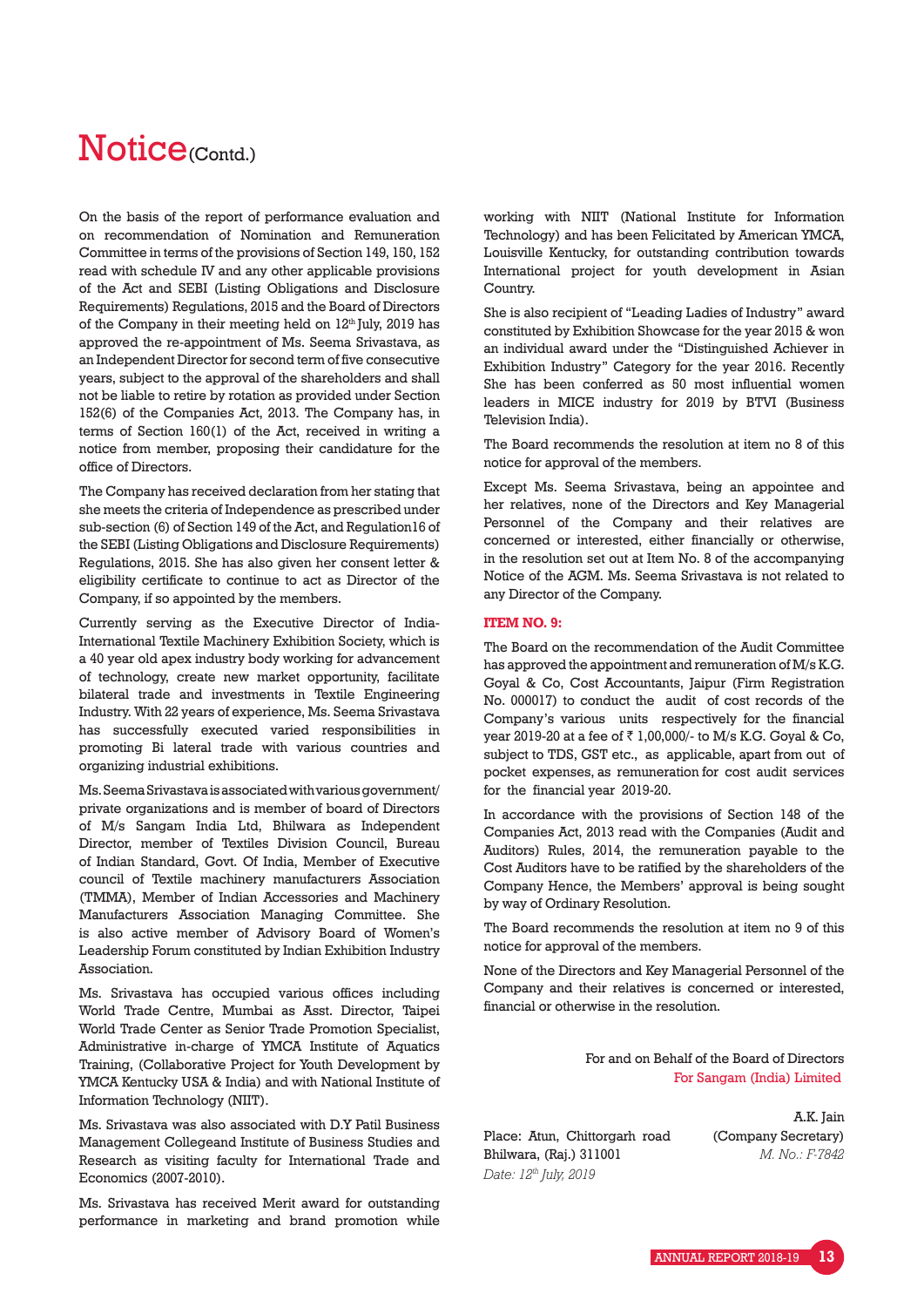# Notice (Contd.)

On the basis of the report of performance evaluation and on recommendation of Nomination and Remuneration Committee in terms of the provisions of Section 149, 150, 152 read with schedule IV and any other applicable provisions of the Act and SEBI (Listing Obligations and Disclosure Requirements) Regulations, 2015 and the Board of Directors of the Company in their meeting held on 12th July, 2019 has approved the re-appointment of Ms. Seema Srivastava, as an Independent Director for second term of five consecutive years, subject to the approval of the shareholders and shall not be liable to retire by rotation as provided under Section 152(6) of the Companies Act, 2013. The Company has, in terms of Section 160(1) of the Act, received in writing a notice from member, proposing their candidature for the office of Directors.

The Company has received declaration from her stating that she meets the criteria of Independence as prescribed under sub-section (6) of Section 149 of the Act, and Regulation16 of the SEBI (Listing Obligations and Disclosure Requirements) Regulations, 2015. She has also given her consent letter & eligibility certificate to continue to act as Director of the Company, if so appointed by the members.

Currently serving as the Executive Director of India-International Textile Machinery Exhibition Society, which is a 40 year old apex industry body working for advancement of technology, create new market opportunity, facilitate bilateral trade and investments in Textile Engineering Industry. With 22 years of experience, Ms. Seema Srivastava has successfully executed varied responsibilities in promoting Bi lateral trade with various countries and organizing industrial exhibitions.

Ms. Seema Srivastava is associated with various government/ private organizations and is member of board of Directors of M/s Sangam India Ltd, Bhilwara as Independent Director, member of Textiles Division Council, Bureau of Indian Standard, Govt. Of India, Member of Executive council of Textile machinery manufacturers Association (TMMA), Member of Indian Accessories and Machinery Manufacturers Association Managing Committee. She is also active member of Advisory Board of Women's Leadership Forum constituted by Indian Exhibition Industry Association.

Ms. Srivastava has occupied various offices including World Trade Centre, Mumbai as Asst. Director, Taipei World Trade Center as Senior Trade Promotion Specialist, Administrative in-charge of YMCA Institute of Aquatics Training, (Collaborative Project for Youth Development by YMCA Kentucky USA & India) and with National Institute of Information Technology (NIIT).

Ms. Srivastava was also associated with D.Y Patil Business Management Collegeand Institute of Business Studies and Research as visiting faculty for International Trade and Economics (2007-2010).

Ms. Srivastava has received Merit award for outstanding performance in marketing and brand promotion while working with NIIT (National Institute for Information Technology) and has been Felicitated by American YMCA, Louisville Kentucky, for outstanding contribution towards International project for youth development in Asian Country.

She is also recipient of "Leading Ladies of Industry" award constituted by Exhibition Showcase for the year 2015 & won an individual award under the "Distinguished Achiever in Exhibition Industry" Category for the year 2016. Recently She has been conferred as 50 most influential women leaders in MICE industry for 2019 by BTVI (Business Television India).

The Board recommends the resolution at item no 8 of this notice for approval of the members.

Except Ms. Seema Srivastava, being an appointee and her relatives, none of the Directors and Key Managerial Personnel of the Company and their relatives are concerned or interested, either financially or otherwise, in the resolution set out at Item No. 8 of the accompanying Notice of the AGM. Ms. Seema Srivastava is not related to any Director of the Company.

**ITEM NO. 9:**

The Board on the recommendation of the Audit Committee has approved the appointment and remuneration of M/s K.G. Goyal & Co, Cost Accountants, Jaipur (Firm Registration No. 000017) to conduct the audit of cost records of the Company's various units respectively for the financial year 2019-20 at a fee of ₹ 1,00,000/- to M/s K.G. Goyal & Co, subject to TDS, GST etc., as applicable, apart from out of pocket expenses, as remuneration for cost audit services for the financial year 2019-20.

In accordance with the provisions of Section 148 of the Companies Act, 2013 read with the Companies (Audit and Auditors) Rules, 2014, the remuneration payable to the Cost Auditors have to be ratified by the shareholders of the Company Hence, the Members' approval is being sought by way of Ordinary Resolution.

The Board recommends the resolution at item no 9 of this notice for approval of the members.

None of the Directors and Key Managerial Personnel of the Company and their relatives is concerned or interested, financial or otherwise in the resolution.

For and on Behalf of the Board of Directors
For Sangam (India) Limited

A.K. Jain
(Company Secretary)
*M. No.: F-7842*

Place: Atun, Chittorgarh road
Bhilwara, (Raj.) 311001
*Date: 12th July, 2019*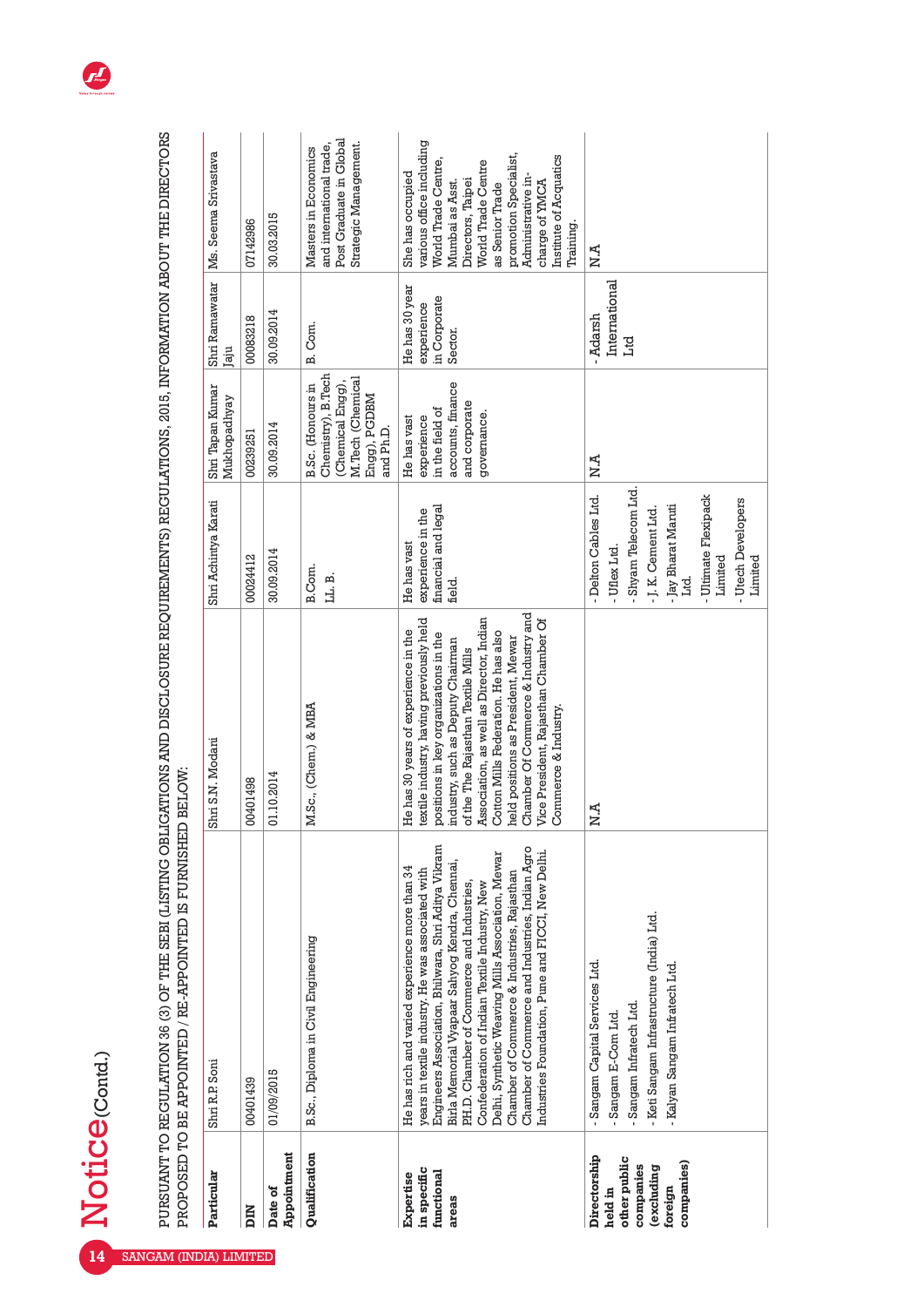# Notice (Contd.)

PURSUANT TO REGULATION 36 (3) OF THE SEBI (LISTING OBLIGATIONS AND DISCLOSURE REQUIREMENTS) REGULATIONS, 2015, INFORMATION ABOUT THE DIRECTORS PROPOSED TO BE APPOINTED / RE-APPOINTED IS FURNISHED BELOW:

| Particular | Shri R.P. Soni | Shri S.N. Modani | Shri Achintya Karati | Shri Tapan Kumar Mukhopadhyay | Shri Ramawatar Jaju | Ms. Seema Srivastava |
|---|---|---|---|---|---|---|
| **DIN** | 00401439 | 00401498 | 00024412 | 00239251 | 00083218 | 07142986 |
| **Date of Appointment** | 01/09/2015 | 01.10.2014 | 30.09.2014 | 30.09.2014 | 30.09.2014 | 30.03.2015 |
| **Qualification** | B.Sc., Diploma in Civil Engineering | M.Sc., (Chem.) & MBA | B.Com. LL. B. | B.Sc. (Honours in Chemistry), B.Tech (Chemical Engg), M.Tech (Chemical Engg), PGDBM and Ph.D. | B. Com. | Masters in Economics and international trade, Post Graduate in Global Strategic Management. |
| **Expertise in specific functional areas** | He has rich and varied experience more than 34 years in textile industry. He was associated with Engineers Association, Bhilwara, Shri Aditya Vikram Birla Memorial Vyapaar Sahyog Kendra, Chennai, PH.D. Chamber of Commerce and Industries, Confederation of Indian Textile Industry, New Delhi, Synthetic Weaving Mills Association, Mewar Chamber of Commerce & Industries, Rajasthan Chamber of Commerce and Industries, Indian Agro Industries Foundation, Pune and FICCI, New Delhi. | He has 30 years of experience in the textile industry, having previously held positions in key organizations in the industry, such as Deputy Chairman of the The Rajasthan Textile Mills Association, as well as Director, Indian Cotton Mills Federation. He has also held positions as President, Mewar Chamber Of Commerce & Industry and Vice President, Rajasthan Chamber Of Commerce & Industry. | He has vast experience in the financial and legal field. | He has vast experience in the field of accounts, finance and corporate governance. | He has 30 year experience in Corporate Sector. | She has occupied various office including World Trade Centre, Mumbai as Asst. Directors, Taipei World Trade Centre as Senior Trade promotion Specialist, Administrative in-charge of YMCA Institute of Acquatics Training. |
| **Directorship held in other public companies (excluding foreign companies)** | - Sangam Capital Services Ltd.<br>- Sangam E-Com Ltd.<br>- Sangam Infratech Ltd.<br>- Keti Sangam Infrastructure (India) Ltd.<br>- Kalyan Sangam Infratech Ltd. | N.A | - Delton Cables Ltd.<br>- Uflex Ltd.<br>- Shyam Telecom Ltd.<br>- J. K. Cement Ltd.<br>- Jay Bharat Maruti Ltd.<br>- Ultimate Flexipack Limited<br>- Utech Developers Limited | N.A | - Adarsh International Ltd | N.A |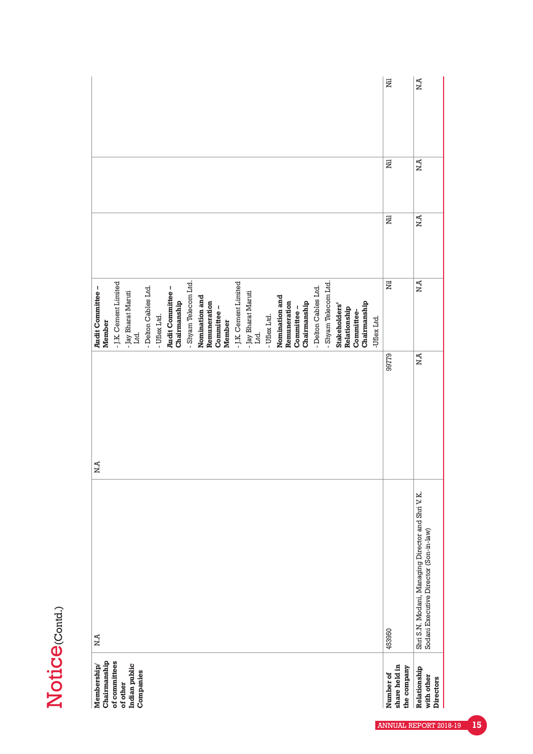# Notice (Contd.)

| | | | | | | |
|---|---|---|---|---|---|---|
| **Membership/ Chairmanship of committees of other Indian public Companies** | N.A | N.A | **Audit Committee – Member**<br>- J.K. Cement Limited<br>- Jay Bharat Maruti Ltd.<br>- Delton Cables Ltd.<br>- Uflex Ltd.<br>**Audit Committee – Chairmanship**<br>- Shyam Telecom Ltd.<br>**Nomination and Remuneration Committee – Member**<br>- J.K. Cement Limited<br>- Jay Bharat Maruti Ltd.<br>- Uflex Ltd.<br>**Nomination and Remuneration Committee – Chairmanship**<br>- Delton Cables Ltd.<br>- Shyam Telecom Ltd.<br>**Stakeholders' Relationship Committee- Chairmanship**<br>-Uflex Ltd. | | | |
| **Number of share held in the company** | 453950 | 99779 | Nil | Nil | Nil | Nil |
| **Relationship with other Directors** | Shri S.N. Modani, Managing Director and Shri V.K. Sodani Executive Director (Son-in-law) | N.A | N.A | N.A | N.A | N.A |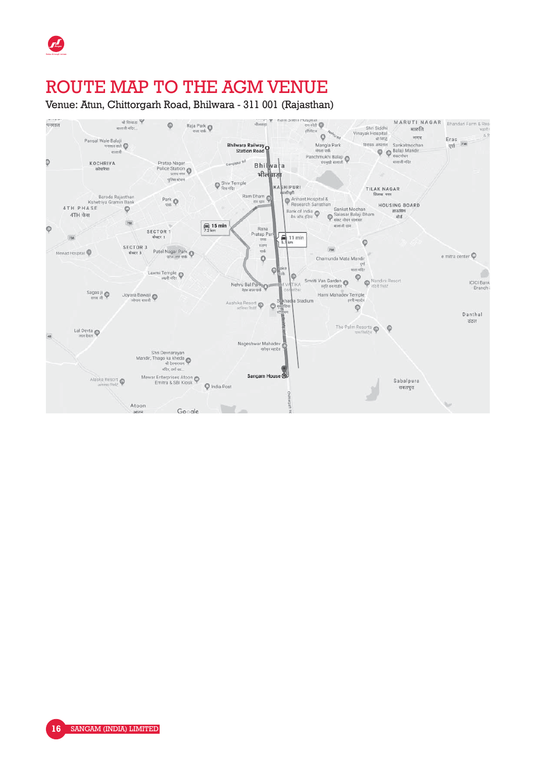# ROUTE MAP TO THE AGM VENUE

Venue: Atun, Chittorgarh Road, Bhilwara - 311 001 (Rajasthan)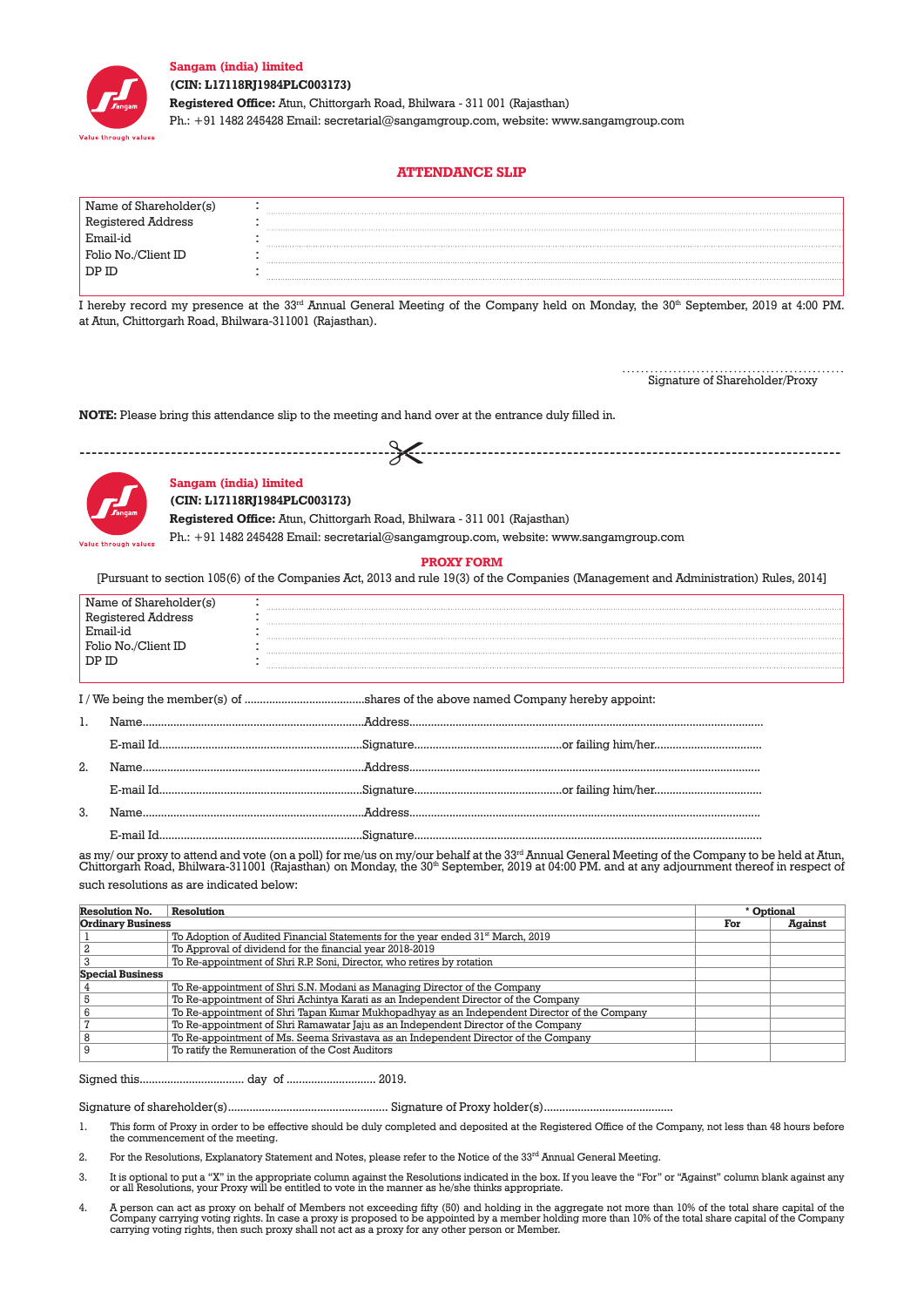**Sangam (india) limited**

**(CIN: L17118RJ1984PLC003173)**

**Registered Office:** Atun, Chittorgarh Road, Bhilwara - 311 001 (Rajasthan)

Ph.: +91 1482 245428 Email: secretarial@sangamgroup.com, website: www.sangamgroup.com

## ATTENDANCE SLIP

| | | |
|---|---|---|
| Name of Shareholder(s) | : | ........................................ |
| Registered Address | : | ........................................ |
| Email-id | : | ........................................ |
| Folio No./Client ID | : | ........................................ |
| DP ID | : | ........................................ |

I hereby record my presence at the 33rd Annual General Meeting of the Company held on Monday, the 30th September, 2019 at 4:00 PM. at Atun, Chittorgarh Road, Bhilwara-311001 (Rajasthan).

................................................
Signature of Shareholder/Proxy

**NOTE:** Please bring this attendance slip to the meeting and hand over at the entrance duly filled in.

---

**Sangam (india) limited**

**(CIN: L17118RJ1984PLC003173)**

**Registered Office:** Atun, Chittorgarh Road, Bhilwara - 311 001 (Rajasthan)

Ph.: +91 1482 245428 Email: secretarial@sangamgroup.com, website: www.sangamgroup.com

## PROXY FORM

[Pursuant to section 105(6) of the Companies Act, 2013 and rule 19(3) of the Companies (Management and Administration) Rules, 2014]

| | | |
|---|---|---|
| Name of Shareholder(s) | : | ........................................ |
| Registered Address | : | ........................................ |
| Email-id | : | ........................................ |
| Folio No./Client ID | : | ........................................ |
| DP ID | : | ........................................ |

I / We being the member(s) of .......................................shares of the above named Company hereby appoint:

1. Name.......................................................................Address.................................................................................................................

   E-mail Id.................................................................Signature...............................................or failing him/her..................................

2. Name.......................................................................Address................................................................................................................

   E-mail Id.................................................................Signature...............................................or failing him/her..................................

3. Name.......................................................................Address................................................................................................................

   E-mail Id.................................................................Signature...............................................................................................................

as my/ our proxy to attend and vote (on a poll) for me/us on my/our behalf at the 33rd Annual General Meeting of the Company to be held at Atun, Chittorgarh Road, Bhilwara-311001 (Rajasthan) on Monday, the 30th September, 2019 at 04:00 PM. and at any adjournment thereof in respect of such resolutions as are indicated below:

| Resolution No. | Resolution | * Optional | |
|---|---|---|---|
| **Ordinary Business** | | For | Against |
| 1 | To Adoption of Audited Financial Statements for the year ended 31st March, 2019 | | |
| 2 | To Approval of dividend for the financial year 2018-2019 | | |
| 3 | To Re-appointment of Shri R.P. Soni, Director, who retires by rotation | | |
| **Special Business** | | | |
| 4 | To Re-appointment of Shri S.N. Modani as Managing Director of the Company | | |
| 5 | To Re-appointment of Shri Achintya Karati as an Independent Director of the Company | | |
| 6 | To Re-appointment of Shri Tapan Kumar Mukhopadhyay as an Independent Director of the Company | | |
| 7 | To Re-appointment of Shri Ramawatar Jaju as an Independent Director of the Company | | |
| 8 | To Re-appointment of Ms. Seema Srivastava as an Independent Director of the Company | | |
| 9 | To ratify the Remuneration of the Cost Auditors | | |

Signed this................................. day of ............................ 2019.

Signature of shareholder(s).................................................. Signature of Proxy holder(s).........................................

1. This form of Proxy in order to be effective should be duly completed and deposited at the Registered Office of the Company, not less than 48 hours before the commencement of the meeting.
2. For the Resolutions, Explanatory Statement and Notes, please refer to the Notice of the 33rd Annual General Meeting.
3. It is optional to put a "X" in the appropriate column against the Resolutions indicated in the box. If you leave the "For" or "Against" column blank against any or all Resolutions, your Proxy will be entitled to vote in the manner as he/she thinks appropriate.
4. A person can act as proxy on behalf of Members not exceeding fifty (50) and holding in the aggregate not more than 10% of the total share capital of the Company carrying voting rights. In case a proxy is proposed to be appointed by a member holding more than 10% of the total share capital of the Company carrying voting rights, then such proxy shall not act as a proxy for any other person or Member.